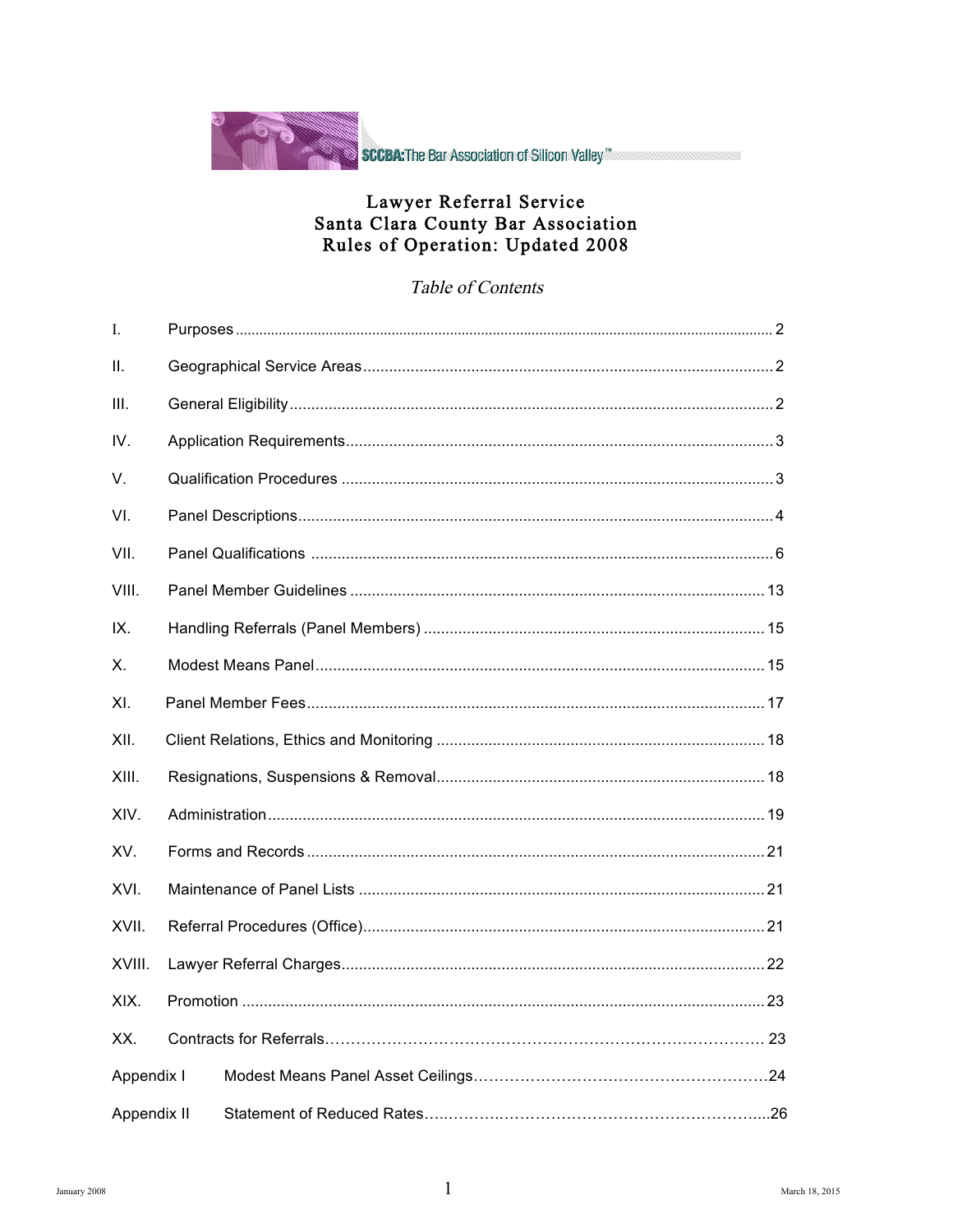SCCBA: The Bar Association of Silicon Valley™

# Lawyer Referral Service
# Santa Clara County Bar Association
# Rules of Operation: Updated 2008

*Table of Contents*

| | | |
|---|---|---|
| I. | Purposes | 2 |
| II. | Geographical Service Areas | 2 |
| III. | General Eligibility | 2 |
| IV. | Application Requirements | 3 |
| V. | Qualification Procedures | 3 |
| VI. | Panel Descriptions | 4 |
| VII. | Panel Qualifications | 6 |
| VIII. | Panel Member Guidelines | 13 |
| IX. | Handling Referrals (Panel Members) | 15 |
| X. | Modest Means Panel | 15 |
| XI. | Panel Member Fees | 17 |
| XII. | Client Relations, Ethics and Monitoring | 18 |
| XIII. | Resignations, Suspensions & Removal | 18 |
| XIV. | Administration | 19 |
| XV. | Forms and Records | 21 |
| XVI. | Maintenance of Panel Lists | 21 |
| XVII. | Referral Procedures (Office) | 21 |
| XVIII. | Lawyer Referral Charges | 22 |
| XIX. | Promotion | 23 |
| XX. | Contracts for Referrals | 23 |
| Appendix I | Modest Means Panel Asset Ceilings | 24 |
| Appendix II | Statement of Reduced Rates | 26 |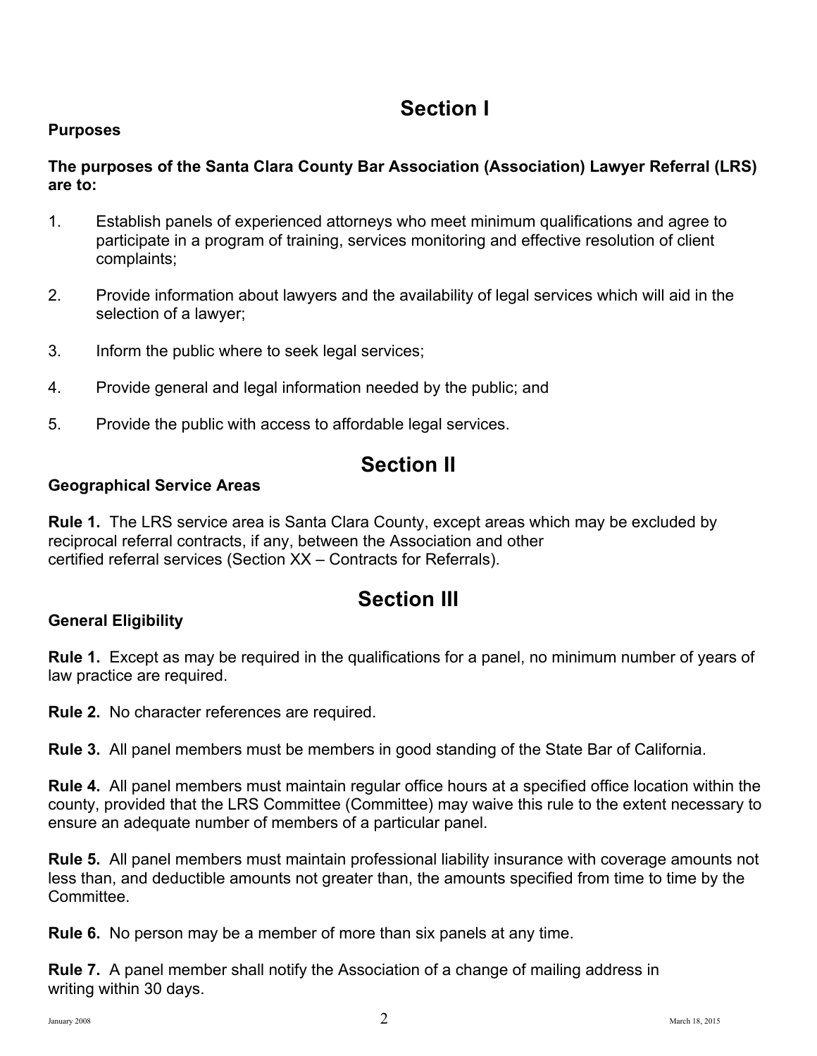# Section I

**Purposes**

**The purposes of the Santa Clara County Bar Association (Association) Lawyer Referral (LRS) are to:**

1. Establish panels of experienced attorneys who meet minimum qualifications and agree to participate in a program of training, services monitoring and effective resolution of client complaints;

2. Provide information about lawyers and the availability of legal services which will aid in the selection of a lawyer;

3. Inform the public where to seek legal services;

4. Provide general and legal information needed by the public; and

5. Provide the public with access to affordable legal services.

# Section II

**Geographical Service Areas**

**Rule 1.** The LRS service area is Santa Clara County, except areas which may be excluded by reciprocal referral contracts, if any, between the Association and other certified referral services (Section XX – Contracts for Referrals).

# Section III

**General Eligibility**

**Rule 1.** Except as may be required in the qualifications for a panel, no minimum number of years of law practice are required.

**Rule 2.** No character references are required.

**Rule 3.** All panel members must be members in good standing of the State Bar of California.

**Rule 4.** All panel members must maintain regular office hours at a specified office location within the county, provided that the LRS Committee (Committee) may waive this rule to the extent necessary to ensure an adequate number of members of a particular panel.

**Rule 5.** All panel members must maintain professional liability insurance with coverage amounts not less than, and deductible amounts not greater than, the amounts specified from time to time by the Committee.

**Rule 6.** No person may be a member of more than six panels at any time.

**Rule 7.** A panel member shall notify the Association of a change of mailing address in writing within 30 days.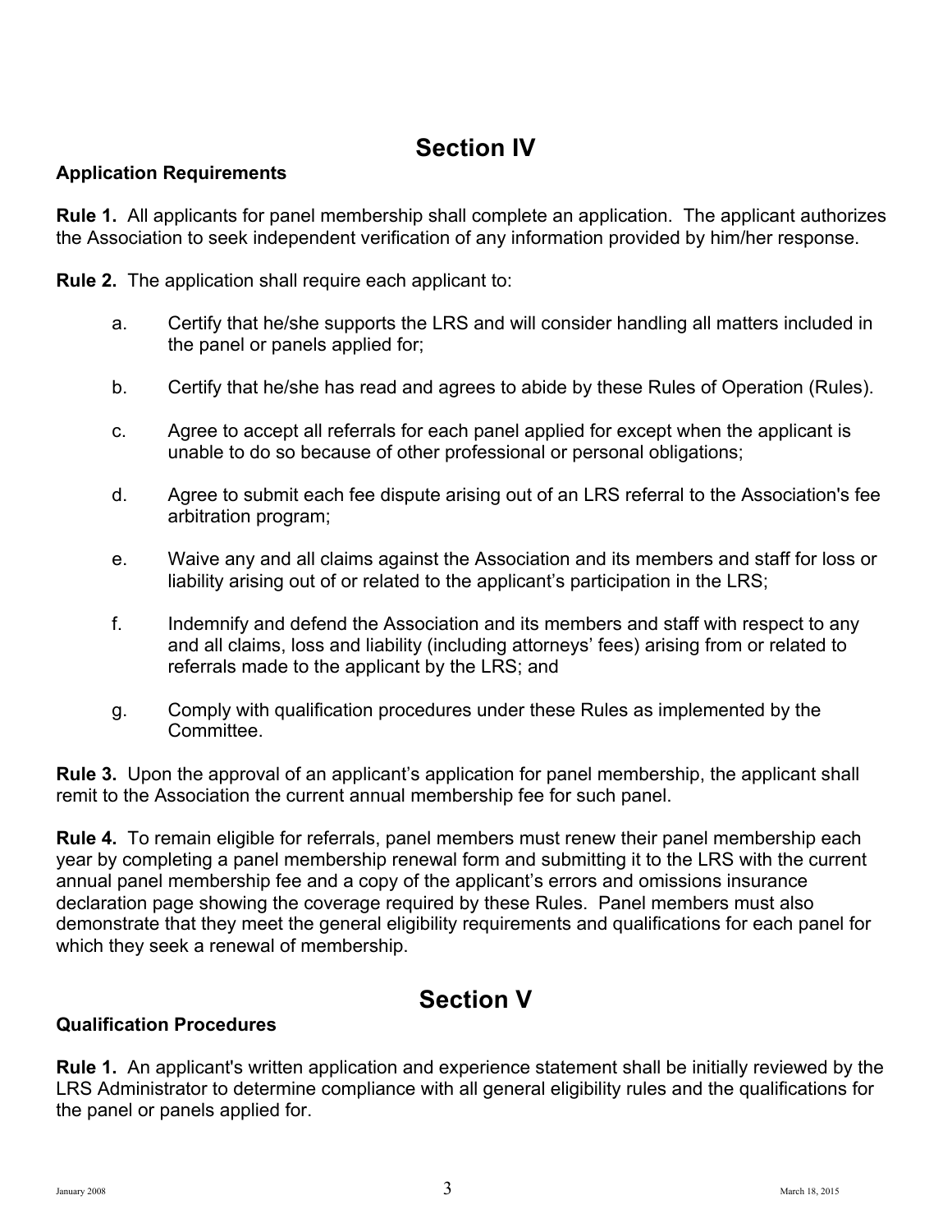# Section IV

**Application Requirements**

**Rule 1.** All applicants for panel membership shall complete an application. The applicant authorizes the Association to seek independent verification of any information provided by him/her response.

**Rule 2.** The application shall require each applicant to:

a. Certify that he/she supports the LRS and will consider handling all matters included in the panel or panels applied for;

b. Certify that he/she has read and agrees to abide by these Rules of Operation (Rules).

c. Agree to accept all referrals for each panel applied for except when the applicant is unable to do so because of other professional or personal obligations;

d. Agree to submit each fee dispute arising out of an LRS referral to the Association's fee arbitration program;

e. Waive any and all claims against the Association and its members and staff for loss or liability arising out of or related to the applicant's participation in the LRS;

f. Indemnify and defend the Association and its members and staff with respect to any and all claims, loss and liability (including attorneys' fees) arising from or related to referrals made to the applicant by the LRS; and

g. Comply with qualification procedures under these Rules as implemented by the Committee.

**Rule 3.** Upon the approval of an applicant's application for panel membership, the applicant shall remit to the Association the current annual membership fee for such panel.

**Rule 4.** To remain eligible for referrals, panel members must renew their panel membership each year by completing a panel membership renewal form and submitting it to the LRS with the current annual panel membership fee and a copy of the applicant's errors and omissions insurance declaration page showing the coverage required by these Rules. Panel members must also demonstrate that they meet the general eligibility requirements and qualifications for each panel for which they seek a renewal of membership.

# Section V

**Qualification Procedures**

**Rule 1.** An applicant's written application and experience statement shall be initially reviewed by the LRS Administrator to determine compliance with all general eligibility rules and the qualifications for the panel or panels applied for.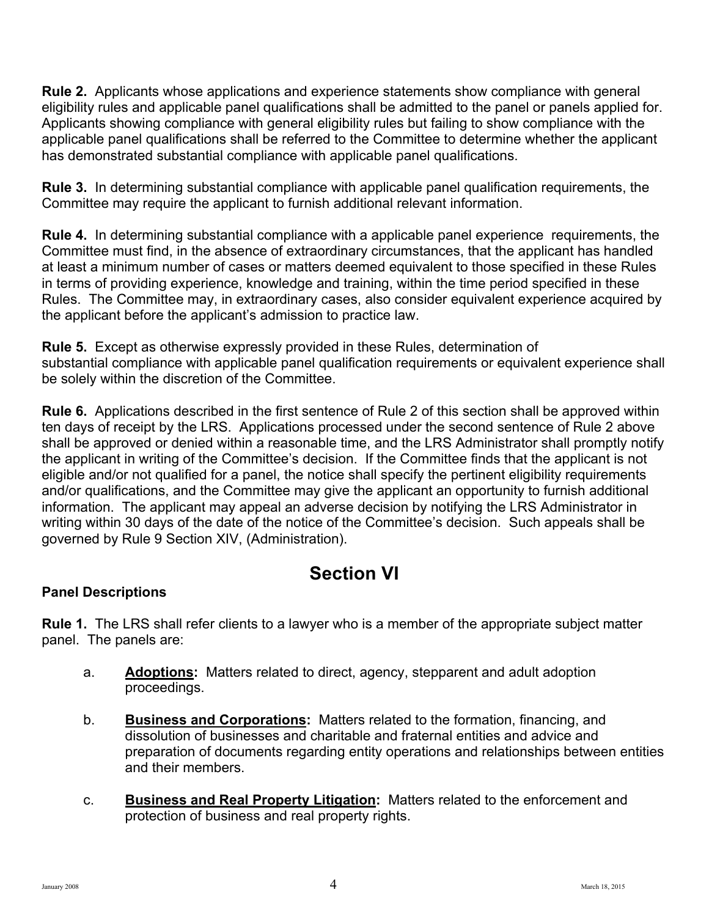**Rule 2.** Applicants whose applications and experience statements show compliance with general eligibility rules and applicable panel qualifications shall be admitted to the panel or panels applied for. Applicants showing compliance with general eligibility rules but failing to show compliance with the applicable panel qualifications shall be referred to the Committee to determine whether the applicant has demonstrated substantial compliance with applicable panel qualifications.

**Rule 3.** In determining substantial compliance with applicable panel qualification requirements, the Committee may require the applicant to furnish additional relevant information.

**Rule 4.** In determining substantial compliance with a applicable panel experience requirements, the Committee must find, in the absence of extraordinary circumstances, that the applicant has handled at least a minimum number of cases or matters deemed equivalent to those specified in these Rules in terms of providing experience, knowledge and training, within the time period specified in these Rules. The Committee may, in extraordinary cases, also consider equivalent experience acquired by the applicant before the applicant's admission to practice law.

**Rule 5.** Except as otherwise expressly provided in these Rules, determination of substantial compliance with applicable panel qualification requirements or equivalent experience shall be solely within the discretion of the Committee.

**Rule 6.** Applications described in the first sentence of Rule 2 of this section shall be approved within ten days of receipt by the LRS. Applications processed under the second sentence of Rule 2 above shall be approved or denied within a reasonable time, and the LRS Administrator shall promptly notify the applicant in writing of the Committee's decision. If the Committee finds that the applicant is not eligible and/or not qualified for a panel, the notice shall specify the pertinent eligibility requirements and/or qualifications, and the Committee may give the applicant an opportunity to furnish additional information. The applicant may appeal an adverse decision by notifying the LRS Administrator in writing within 30 days of the date of the notice of the Committee's decision. Such appeals shall be governed by Rule 9 Section XIV, (Administration).

# Section VI

**Panel Descriptions**

**Rule 1.** The LRS shall refer clients to a lawyer who is a member of the appropriate subject matter panel. The panels are:

a. **Adoptions:** Matters related to direct, agency, stepparent and adult adoption proceedings.

b. **Business and Corporations:** Matters related to the formation, financing, and dissolution of businesses and charitable and fraternal entities and advice and preparation of documents regarding entity operations and relationships between entities and their members.

c. **Business and Real Property Litigation:** Matters related to the enforcement and protection of business and real property rights.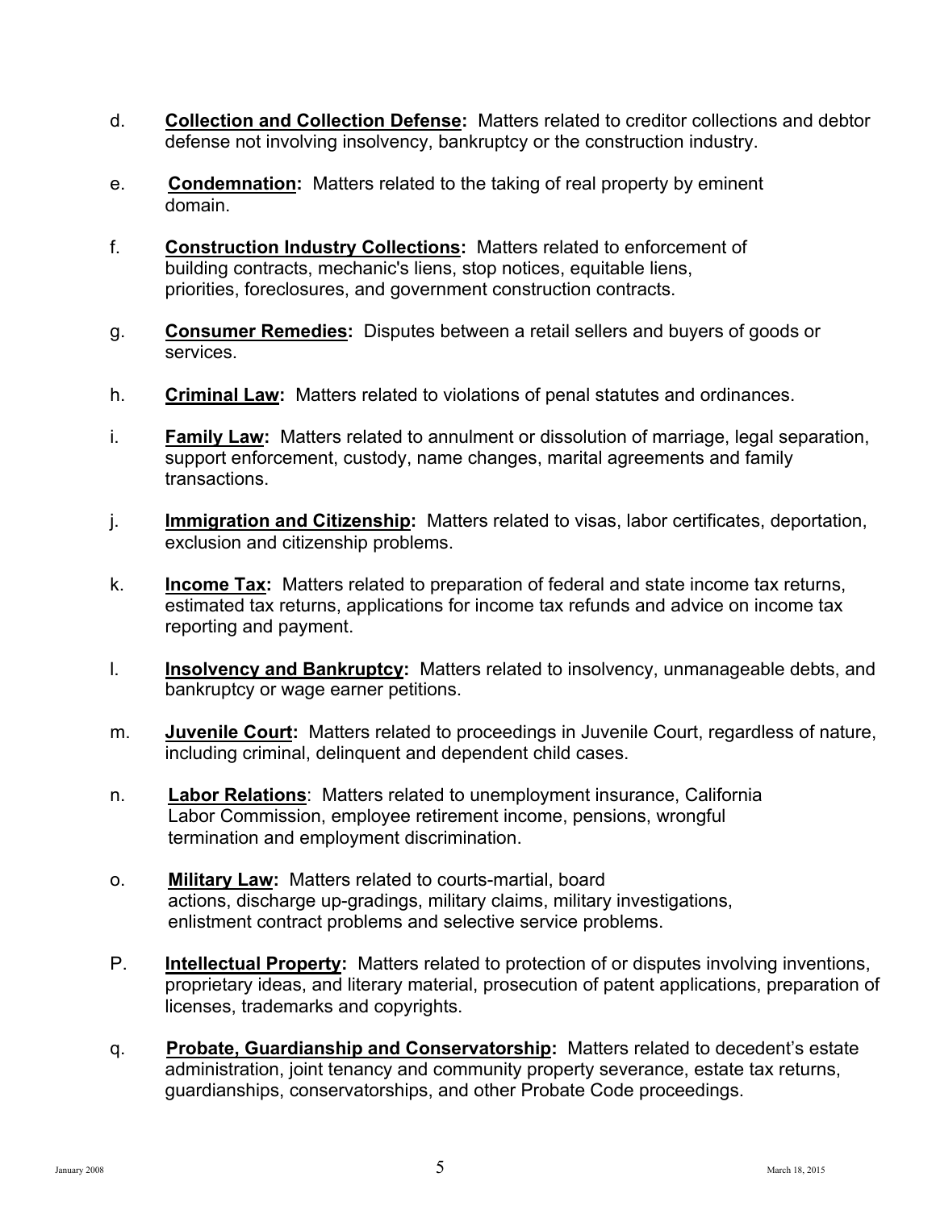d. **Collection and Collection Defense:** Matters related to creditor collections and debtor defense not involving insolvency, bankruptcy or the construction industry.

e. **Condemnation:** Matters related to the taking of real property by eminent domain.

f. **Construction Industry Collections:** Matters related to enforcement of building contracts, mechanic's liens, stop notices, equitable liens, priorities, foreclosures, and government construction contracts.

g. **Consumer Remedies:** Disputes between a retail sellers and buyers of goods or services.

h. **Criminal Law:** Matters related to violations of penal statutes and ordinances.

i. **Family Law:** Matters related to annulment or dissolution of marriage, legal separation, support enforcement, custody, name changes, marital agreements and family transactions.

j. **Immigration and Citizenship:** Matters related to visas, labor certificates, deportation, exclusion and citizenship problems.

k. **Income Tax:** Matters related to preparation of federal and state income tax returns, estimated tax returns, applications for income tax refunds and advice on income tax reporting and payment.

l. **Insolvency and Bankruptcy:** Matters related to insolvency, unmanageable debts, and bankruptcy or wage earner petitions.

m. **Juvenile Court:** Matters related to proceedings in Juvenile Court, regardless of nature, including criminal, delinquent and dependent child cases.

n. **Labor Relations**: Matters related to unemployment insurance, California Labor Commission, employee retirement income, pensions, wrongful termination and employment discrimination.

o. **Military Law:** Matters related to courts-martial, board actions, discharge up-gradings, military claims, military investigations, enlistment contract problems and selective service problems.

P. **Intellectual Property:** Matters related to protection of or disputes involving inventions, proprietary ideas, and literary material, prosecution of patent applications, preparation of licenses, trademarks and copyrights.

q. **Probate, Guardianship and Conservatorship:** Matters related to decedent's estate administration, joint tenancy and community property severance, estate tax returns, guardianships, conservatorships, and other Probate Code proceedings.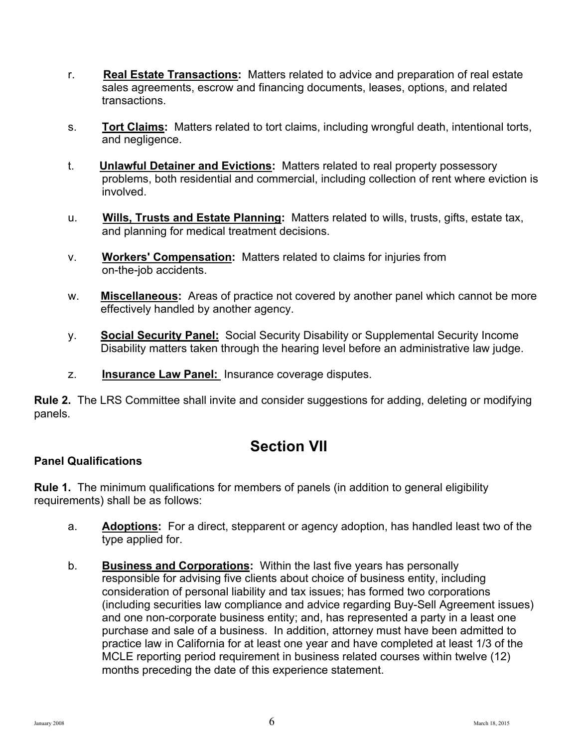r. **Real Estate Transactions:** Matters related to advice and preparation of real estate sales agreements, escrow and financing documents, leases, options, and related transactions.

s. **Tort Claims:** Matters related to tort claims, including wrongful death, intentional torts, and negligence.

t. **Unlawful Detainer and Evictions:** Matters related to real property possessory problems, both residential and commercial, including collection of rent where eviction is involved.

u. **Wills, Trusts and Estate Planning:** Matters related to wills, trusts, gifts, estate tax, and planning for medical treatment decisions.

v. **Workers' Compensation:** Matters related to claims for injuries from on-the-job accidents.

w. **Miscellaneous:** Areas of practice not covered by another panel which cannot be more effectively handled by another agency.

y. **Social Security Panel:** Social Security Disability or Supplemental Security Income Disability matters taken through the hearing level before an administrative law judge.

z. **Insurance Law Panel:** Insurance coverage disputes.

**Rule 2.** The LRS Committee shall invite and consider suggestions for adding, deleting or modifying panels.

## Section VII

**Panel Qualifications**

**Rule 1.** The minimum qualifications for members of panels (in addition to general eligibility requirements) shall be as follows:

a. **Adoptions:** For a direct, stepparent or agency adoption, has handled least two of the type applied for.

b. **Business and Corporations:** Within the last five years has personally responsible for advising five clients about choice of business entity, including consideration of personal liability and tax issues; has formed two corporations (including securities law compliance and advice regarding Buy-Sell Agreement issues) and one non-corporate business entity; and, has represented a party in a least one purchase and sale of a business. In addition, attorney must have been admitted to practice law in California for at least one year and have completed at least 1/3 of the MCLE reporting period requirement in business related courses within twelve (12) months preceding the date of this experience statement.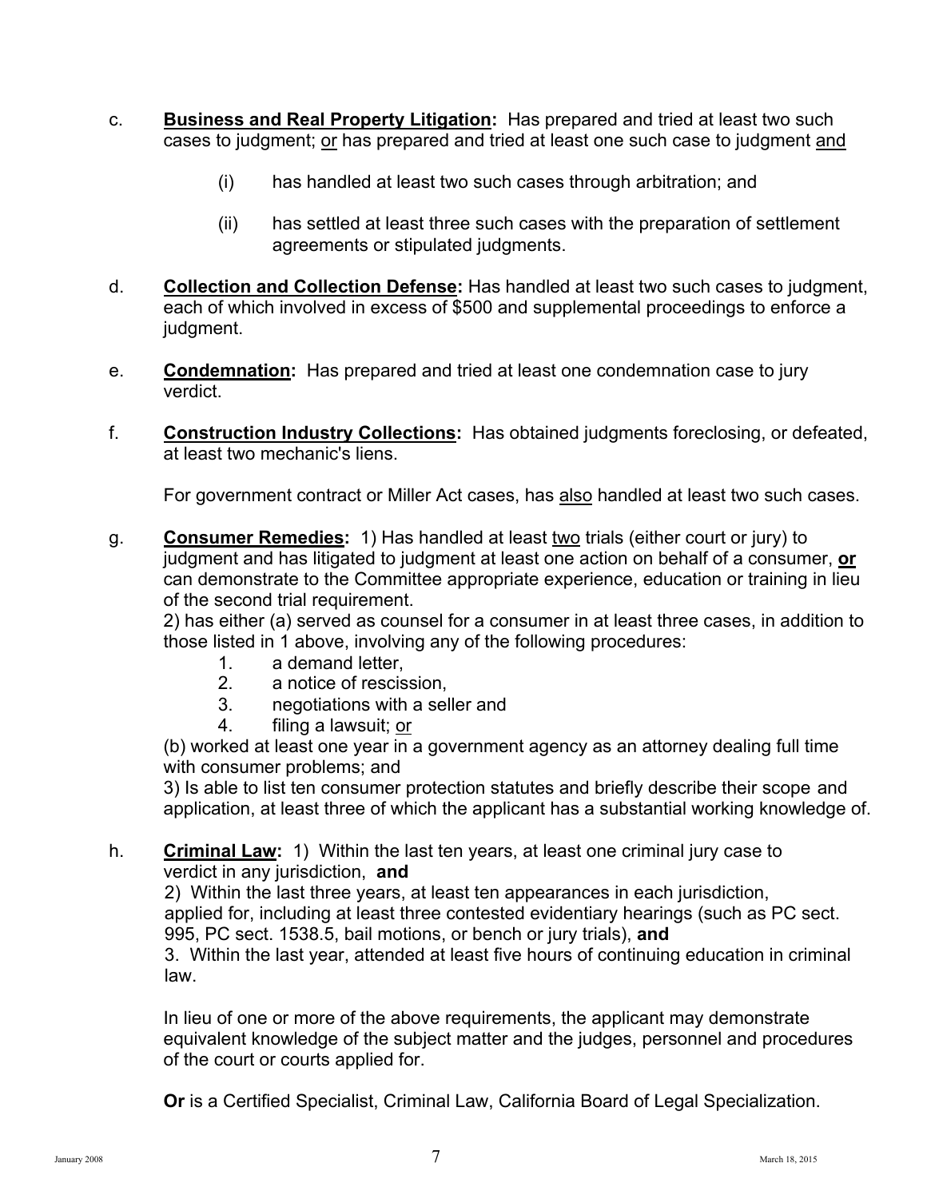c. **<u>Business and Real Property Litigation</u>:** Has prepared and tried at least two such cases to judgment; <u>or</u> has prepared and tried at least one such case to judgment <u>and</u>

   (i) has handled at least two such cases through arbitration; and

   (ii) has settled at least three such cases with the preparation of settlement agreements or stipulated judgments.

d. **<u>Collection and Collection Defense</u>:** Has handled at least two such cases to judgment, each of which involved in excess of $500 and supplemental proceedings to enforce a judgment.

e. **<u>Condemnation</u>:** Has prepared and tried at least one condemnation case to jury verdict.

f. **<u>Construction Industry Collections</u>:** Has obtained judgments foreclosing, or defeated, at least two mechanic's liens.

   For government contract or Miller Act cases, has <u>also</u> handled at least two such cases.

g. **<u>Consumer Remedies</u>:** 1) Has handled at least <u>two</u> trials (either court or jury) to judgment and has litigated to judgment at least one action on behalf of a consumer, **<u>or</u>** can demonstrate to the Committee appropriate experience, education or training in lieu of the second trial requirement.
   2) has either (a) served as counsel for a consumer in at least three cases, in addition to those listed in 1 above, involving any of the following procedures:
   1. a demand letter,
   2. a notice of rescission,
   3. negotiations with a seller and
   4. filing a lawsuit; <u>or</u>

   (b) worked at least one year in a government agency as an attorney dealing full time with consumer problems; and
   3) Is able to list ten consumer protection statutes and briefly describe their scope and application, at least three of which the applicant has a substantial working knowledge of.

h. **<u>Criminal Law</u>:** 1) Within the last ten years, at least one criminal jury case to verdict in any jurisdiction, **and**
   2) Within the last three years, at least ten appearances in each jurisdiction, applied for, including at least three contested evidentiary hearings (such as PC sect. 995, PC sect. 1538.5, bail motions, or bench or jury trials), **and**
   3. Within the last year, attended at least five hours of continuing education in criminal law.

   In lieu of one or more of the above requirements, the applicant may demonstrate equivalent knowledge of the subject matter and the judges, personnel and procedures of the court or courts applied for.

   **Or** is a Certified Specialist, Criminal Law, California Board of Legal Specialization.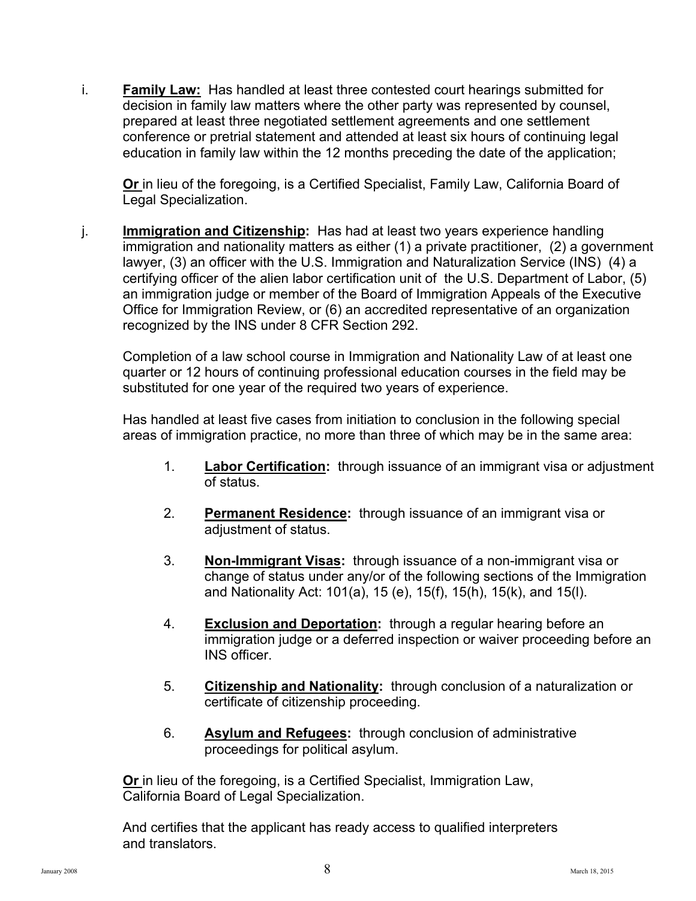i. **Family Law:** Has handled at least three contested court hearings submitted for decision in family law matters where the other party was represented by counsel, prepared at least three negotiated settlement agreements and one settlement conference or pretrial statement and attended at least six hours of continuing legal education in family law within the 12 months preceding the date of the application;

**Or** in lieu of the foregoing, is a Certified Specialist, Family Law, California Board of Legal Specialization.

j. **Immigration and Citizenship:** Has had at least two years experience handling immigration and nationality matters as either (1) a private practitioner, (2) a government lawyer, (3) an officer with the U.S. Immigration and Naturalization Service (INS) (4) a certifying officer of the alien labor certification unit of the U.S. Department of Labor, (5) an immigration judge or member of the Board of Immigration Appeals of the Executive Office for Immigration Review, or (6) an accredited representative of an organization recognized by the INS under 8 CFR Section 292.

Completion of a law school course in Immigration and Nationality Law of at least one quarter or 12 hours of continuing professional education courses in the field may be substituted for one year of the required two years of experience.

Has handled at least five cases from initiation to conclusion in the following special areas of immigration practice, no more than three of which may be in the same area:

1. **Labor Certification:** through issuance of an immigrant visa or adjustment of status.

2. **Permanent Residence:** through issuance of an immigrant visa or adjustment of status.

3. **Non-Immigrant Visas:** through issuance of a non-immigrant visa or change of status under any/or of the following sections of the Immigration and Nationality Act: 101(a), 15 (e), 15(f), 15(h), 15(k), and 15(l).

4. **Exclusion and Deportation:** through a regular hearing before an immigration judge or a deferred inspection or waiver proceeding before an INS officer.

5. **Citizenship and Nationality:** through conclusion of a naturalization or certificate of citizenship proceeding.

6. **Asylum and Refugees:** through conclusion of administrative proceedings for political asylum.

**Or** in lieu of the foregoing, is a Certified Specialist, Immigration Law, California Board of Legal Specialization.

And certifies that the applicant has ready access to qualified interpreters and translators.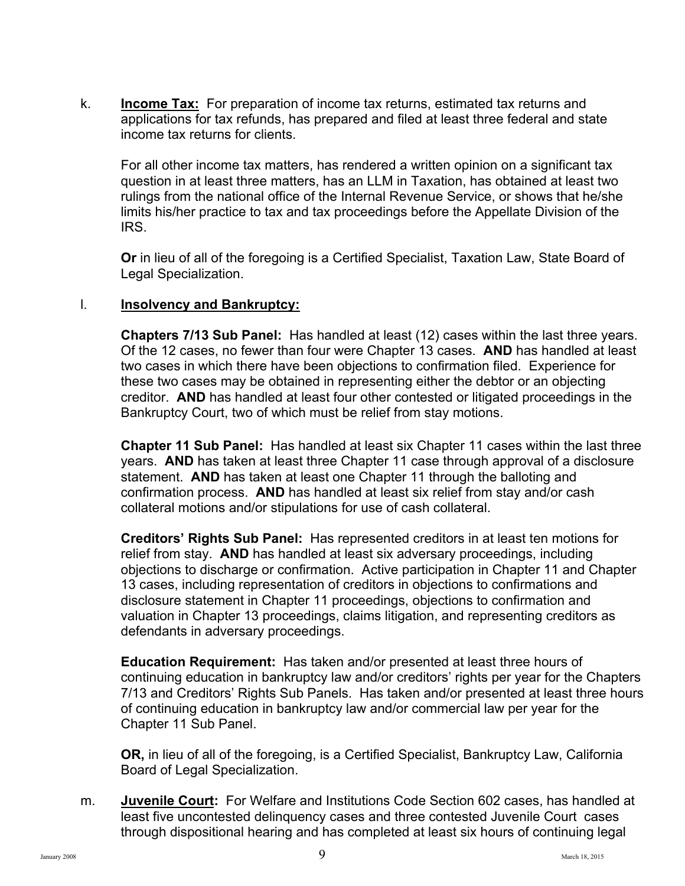k. **Income Tax:** For preparation of income tax returns, estimated tax returns and applications for tax refunds, has prepared and filed at least three federal and state income tax returns for clients.

For all other income tax matters, has rendered a written opinion on a significant tax question in at least three matters, has an LLM in Taxation, has obtained at least two rulings from the national office of the Internal Revenue Service, or shows that he/she limits his/her practice to tax and tax proceedings before the Appellate Division of the IRS.

**Or** in lieu of all of the foregoing is a Certified Specialist, Taxation Law, State Board of Legal Specialization.

l. **Insolvency and Bankruptcy:**

**Chapters 7/13 Sub Panel:** Has handled at least (12) cases within the last three years. Of the 12 cases, no fewer than four were Chapter 13 cases. **AND** has handled at least two cases in which there have been objections to confirmation filed. Experience for these two cases may be obtained in representing either the debtor or an objecting creditor. **AND** has handled at least four other contested or litigated proceedings in the Bankruptcy Court, two of which must be relief from stay motions.

**Chapter 11 Sub Panel:** Has handled at least six Chapter 11 cases within the last three years. **AND** has taken at least three Chapter 11 case through approval of a disclosure statement. **AND** has taken at least one Chapter 11 through the balloting and confirmation process. **AND** has handled at least six relief from stay and/or cash collateral motions and/or stipulations for use of cash collateral.

**Creditors' Rights Sub Panel:** Has represented creditors in at least ten motions for relief from stay. **AND** has handled at least six adversary proceedings, including objections to discharge or confirmation. Active participation in Chapter 11 and Chapter 13 cases, including representation of creditors in objections to confirmations and disclosure statement in Chapter 11 proceedings, objections to confirmation and valuation in Chapter 13 proceedings, claims litigation, and representing creditors as defendants in adversary proceedings.

**Education Requirement:** Has taken and/or presented at least three hours of continuing education in bankruptcy law and/or creditors' rights per year for the Chapters 7/13 and Creditors' Rights Sub Panels. Has taken and/or presented at least three hours of continuing education in bankruptcy law and/or commercial law per year for the Chapter 11 Sub Panel.

**OR,** in lieu of all of the foregoing, is a Certified Specialist, Bankruptcy Law, California Board of Legal Specialization.

m. **Juvenile Court:** For Welfare and Institutions Code Section 602 cases, has handled at least five uncontested delinquency cases and three contested Juvenile Court cases through dispositional hearing and has completed at least six hours of continuing legal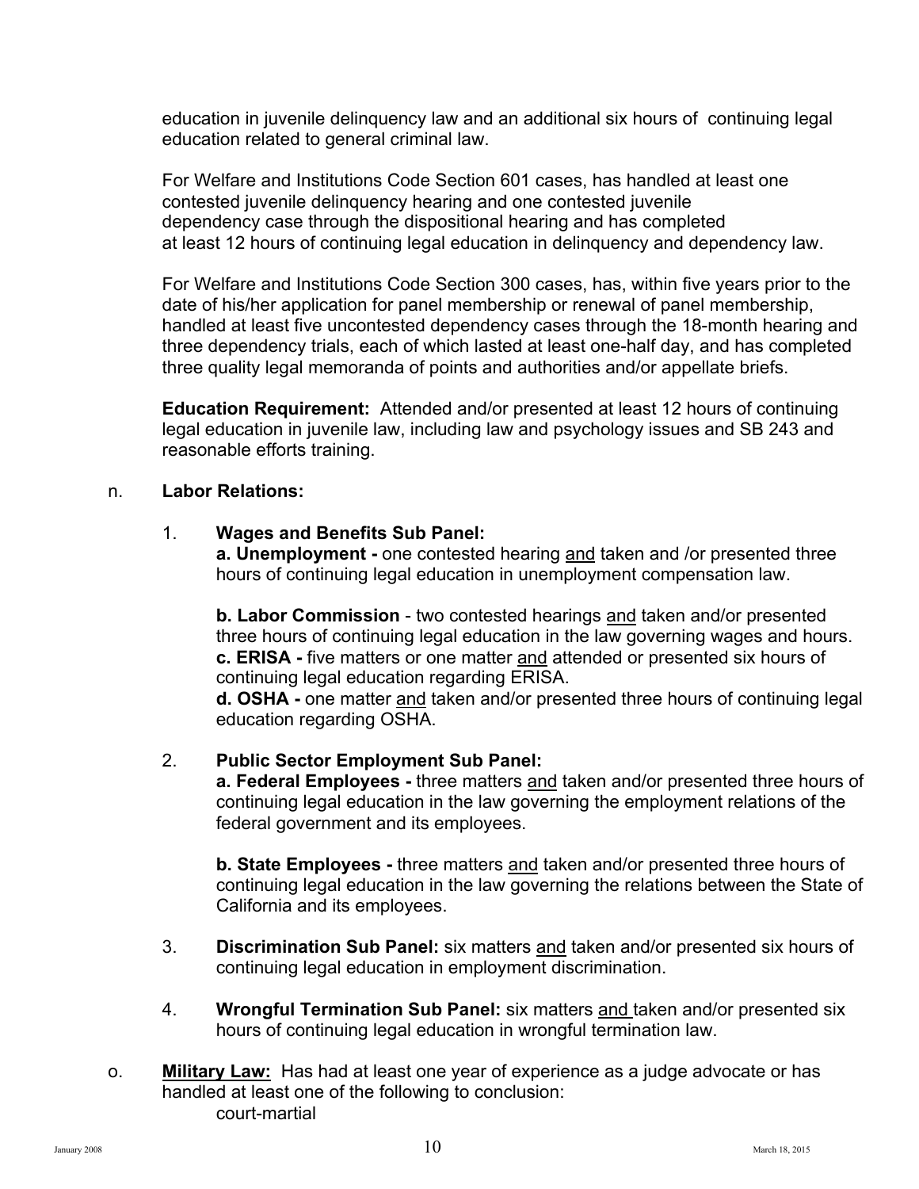education in juvenile delinquency law and an additional six hours of continuing legal education related to general criminal law.

For Welfare and Institutions Code Section 601 cases, has handled at least one contested juvenile delinquency hearing and one contested juvenile dependency case through the dispositional hearing and has completed at least 12 hours of continuing legal education in delinquency and dependency law.

For Welfare and Institutions Code Section 300 cases, has, within five years prior to the date of his/her application for panel membership or renewal of panel membership, handled at least five uncontested dependency cases through the 18-month hearing and three dependency trials, each of which lasted at least one-half day, and has completed three quality legal memoranda of points and authorities and/or appellate briefs.

**Education Requirement:** Attended and/or presented at least 12 hours of continuing legal education in juvenile law, including law and psychology issues and SB 243 and reasonable efforts training.

n. **Labor Relations:**

1. **Wages and Benefits Sub Panel:**
   **a. Unemployment -** one contested hearing <u>and</u> taken and /or presented three hours of continuing legal education in unemployment compensation law.

   **b. Labor Commission** - two contested hearings <u>and</u> taken and/or presented three hours of continuing legal education in the law governing wages and hours.
   **c. ERISA -** five matters or one matter <u>and</u> attended or presented six hours of continuing legal education regarding ERISA.
   **d. OSHA -** one matter <u>and</u> taken and/or presented three hours of continuing legal education regarding OSHA.

2. **Public Sector Employment Sub Panel:**
   **a. Federal Employees -** three matters <u>and</u> taken and/or presented three hours of continuing legal education in the law governing the employment relations of the federal government and its employees.

   **b. State Employees -** three matters <u>and</u> taken and/or presented three hours of continuing legal education in the law governing the relations between the State of California and its employees.

3. **Discrimination Sub Panel:** six matters <u>and</u> taken and/or presented six hours of continuing legal education in employment discrimination.

4. **Wrongful Termination Sub Panel:** six matters <u>and</u> taken and/or presented six hours of continuing legal education in wrongful termination law.

o. **<u>Military Law:</u>** Has had at least one year of experience as a judge advocate or has handled at least one of the following to conclusion:
   court-martial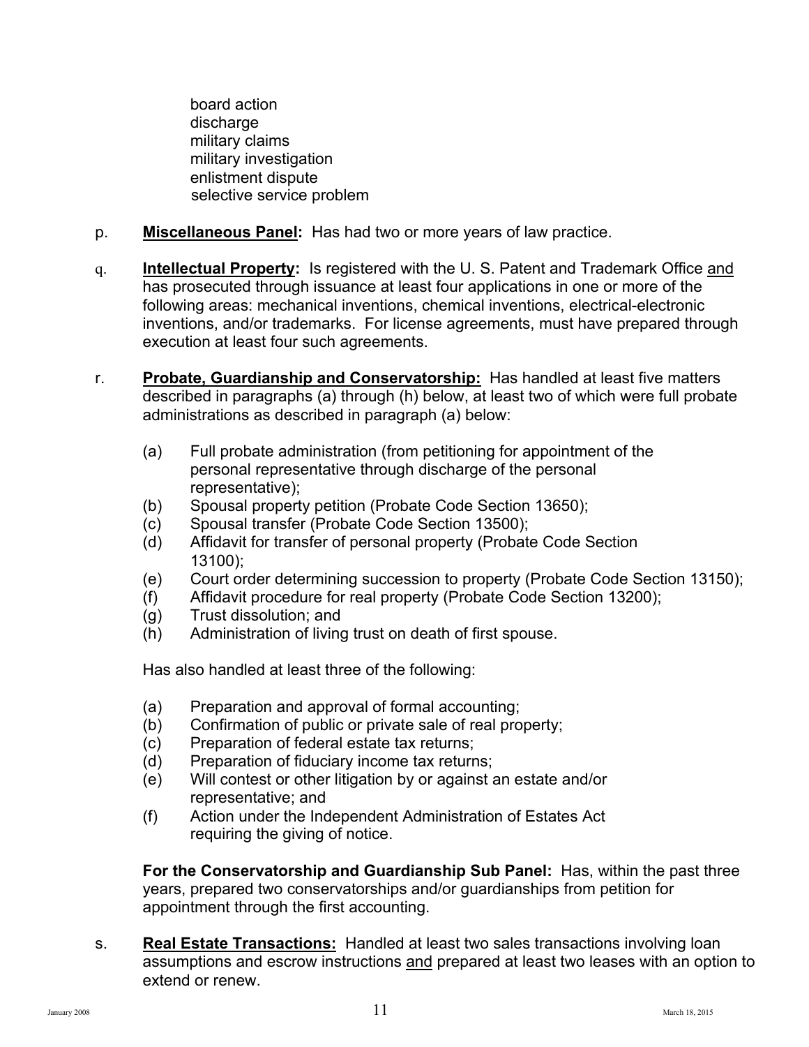board action
discharge
military claims
military investigation
enlistment dispute
selective service problem

p. **<u>Miscellaneous Panel</u>:** Has had two or more years of law practice.

q. **<u>Intellectual Property</u>:** Is registered with the U. S. Patent and Trademark Office <u>and</u> has prosecuted through issuance at least four applications in one or more of the following areas: mechanical inventions, chemical inventions, electrical-electronic inventions, and/or trademarks. For license agreements, must have prepared through execution at least four such agreements.

r. **<u>Probate, Guardianship and Conservatorship:</u>** Has handled at least five matters described in paragraphs (a) through (h) below, at least two of which were full probate administrations as described in paragraph (a) below:

(a) Full probate administration (from petitioning for appointment of the personal representative through discharge of the personal representative);
(b) Spousal property petition (Probate Code Section 13650);
(c) Spousal transfer (Probate Code Section 13500);
(d) Affidavit for transfer of personal property (Probate Code Section 13100);
(e) Court order determining succession to property (Probate Code Section 13150);
(f) Affidavit procedure for real property (Probate Code Section 13200);
(g) Trust dissolution; and
(h) Administration of living trust on death of first spouse.

Has also handled at least three of the following:

(a) Preparation and approval of formal accounting;
(b) Confirmation of public or private sale of real property;
(c) Preparation of federal estate tax returns;
(d) Preparation of fiduciary income tax returns;
(e) Will contest or other litigation by or against an estate and/or representative; and
(f) Action under the Independent Administration of Estates Act requiring the giving of notice.

**For the Conservatorship and Guardianship Sub Panel:** Has, within the past three years, prepared two conservatorships and/or guardianships from petition for appointment through the first accounting.

s. **<u>Real Estate Transactions:</u>** Handled at least two sales transactions involving loan assumptions and escrow instructions <u>and</u> prepared at least two leases with an option to extend or renew.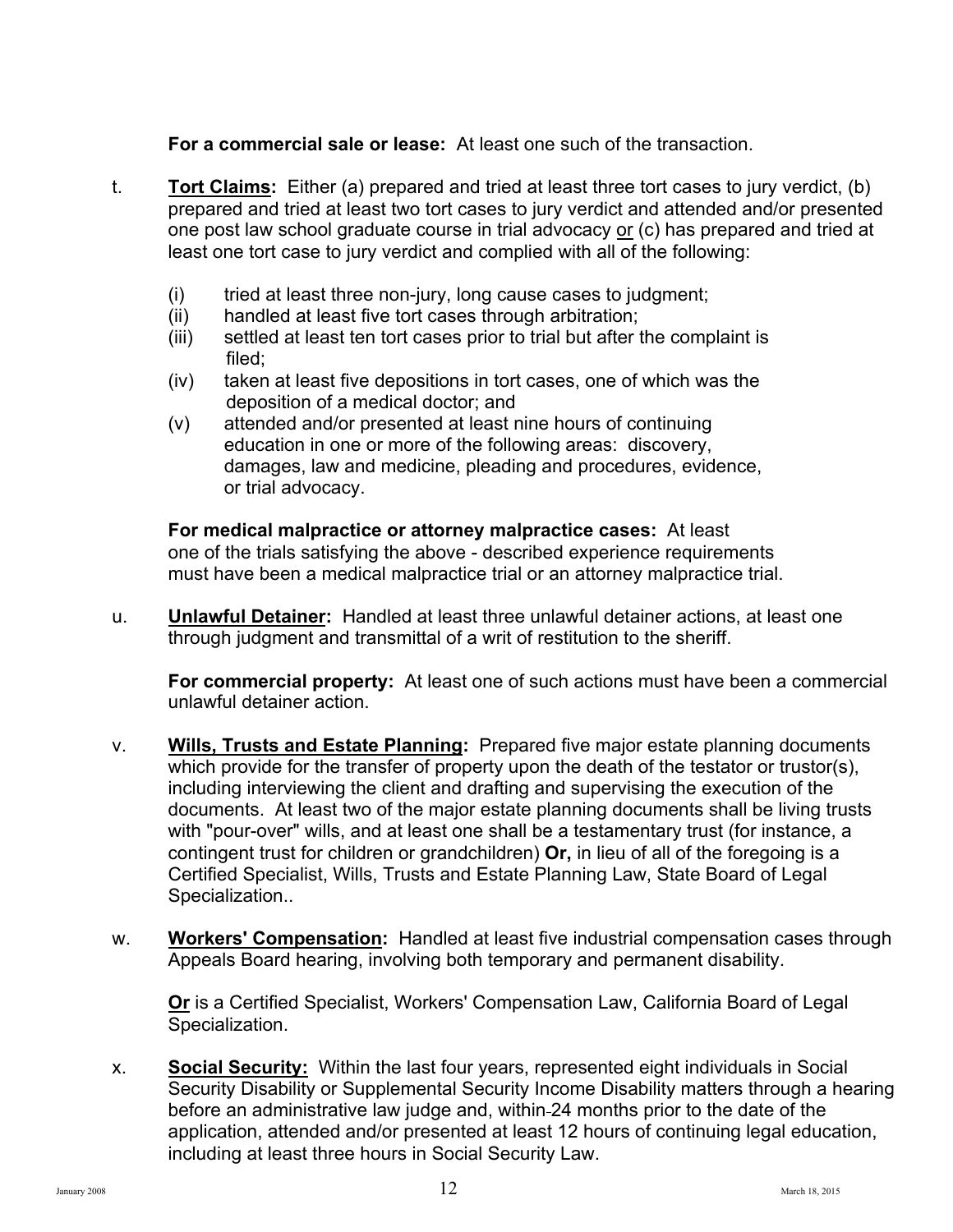**For a commercial sale or lease:** At least one such of the transaction.

t. **<u>Tort Claims</u>:** Either (a) prepared and tried at least three tort cases to jury verdict, (b) prepared and tried at least two tort cases to jury verdict and attended and/or presented one post law school graduate course in trial advocacy <u>or</u> (c) has prepared and tried at least one tort case to jury verdict and complied with all of the following:

   (i) tried at least three non-jury, long cause cases to judgment;
   (ii) handled at least five tort cases through arbitration;
   (iii) settled at least ten tort cases prior to trial but after the complaint is filed;
   (iv) taken at least five depositions in tort cases, one of which was the deposition of a medical doctor; and
   (v) attended and/or presented at least nine hours of continuing education in one or more of the following areas: discovery, damages, law and medicine, pleading and procedures, evidence, or trial advocacy.

   **For medical malpractice or attorney malpractice cases:** At least one of the trials satisfying the above - described experience requirements must have been a medical malpractice trial or an attorney malpractice trial.

u. **<u>Unlawful Detainer</u>:** Handled at least three unlawful detainer actions, at least one through judgment and transmittal of a writ of restitution to the sheriff.

   **For commercial property:** At least one of such actions must have been a commercial unlawful detainer action.

v. **<u>Wills, Trusts and Estate Planning</u>:** Prepared five major estate planning documents which provide for the transfer of property upon the death of the testator or trustor(s), including interviewing the client and drafting and supervising the execution of the documents. At least two of the major estate planning documents shall be living trusts with "pour-over" wills, and at least one shall be a testamentary trust (for instance, a contingent trust for children or grandchildren) **Or,** in lieu of all of the foregoing is a Certified Specialist, Wills, Trusts and Estate Planning Law, State Board of Legal Specialization..

w. **<u>Workers' Compensation</u>:** Handled at least five industrial compensation cases through Appeals Board hearing, involving both temporary and permanent disability.

   **<u>Or</u>** is a Certified Specialist, Workers' Compensation Law, California Board of Legal Specialization.

x. **<u>Social Security:</u>** Within the last four years, represented eight individuals in Social Security Disability or Supplemental Security Income Disability matters through a hearing before an administrative law judge and, within 24 months prior to the date of the application, attended and/or presented at least 12 hours of continuing legal education, including at least three hours in Social Security Law.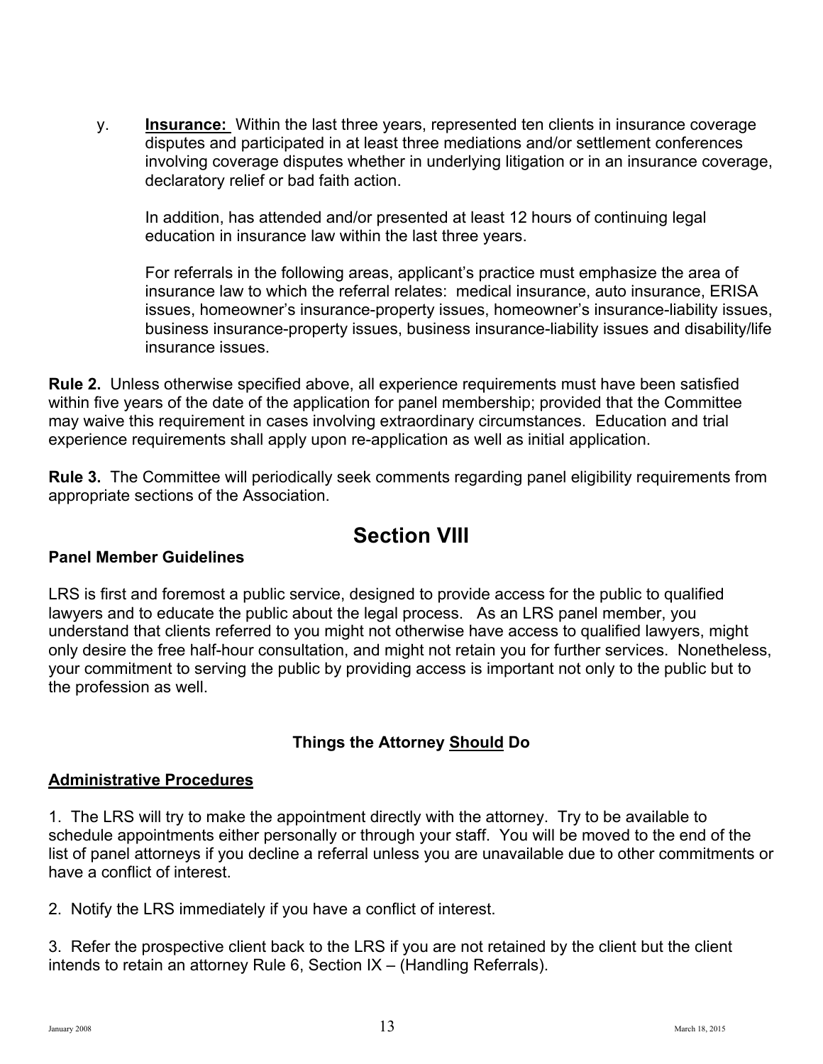y. **Insurance:** Within the last three years, represented ten clients in insurance coverage disputes and participated in at least three mediations and/or settlement conferences involving coverage disputes whether in underlying litigation or in an insurance coverage, declaratory relief or bad faith action.

   In addition, has attended and/or presented at least 12 hours of continuing legal education in insurance law within the last three years.

   For referrals in the following areas, applicant's practice must emphasize the area of insurance law to which the referral relates: medical insurance, auto insurance, ERISA issues, homeowner's insurance-property issues, homeowner's insurance-liability issues, business insurance-property issues, business insurance-liability issues and disability/life insurance issues.

**Rule 2.** Unless otherwise specified above, all experience requirements must have been satisfied within five years of the date of the application for panel membership; provided that the Committee may waive this requirement in cases involving extraordinary circumstances. Education and trial experience requirements shall apply upon re-application as well as initial application.

**Rule 3.** The Committee will periodically seek comments regarding panel eligibility requirements from appropriate sections of the Association.

# Section VIII

**Panel Member Guidelines**

LRS is first and foremost a public service, designed to provide access for the public to qualified lawyers and to educate the public about the legal process. As an LRS panel member, you understand that clients referred to you might not otherwise have access to qualified lawyers, might only desire the free half-hour consultation, and might not retain you for further services. Nonetheless, your commitment to serving the public by providing access is important not only to the public but to the profession as well.

### Things the Attorney Should Do

**Administrative Procedures**

1. The LRS will try to make the appointment directly with the attorney. Try to be available to schedule appointments either personally or through your staff. You will be moved to the end of the list of panel attorneys if you decline a referral unless you are unavailable due to other commitments or have a conflict of interest.

2. Notify the LRS immediately if you have a conflict of interest.

3. Refer the prospective client back to the LRS if you are not retained by the client but the client intends to retain an attorney Rule 6, Section IX – (Handling Referrals).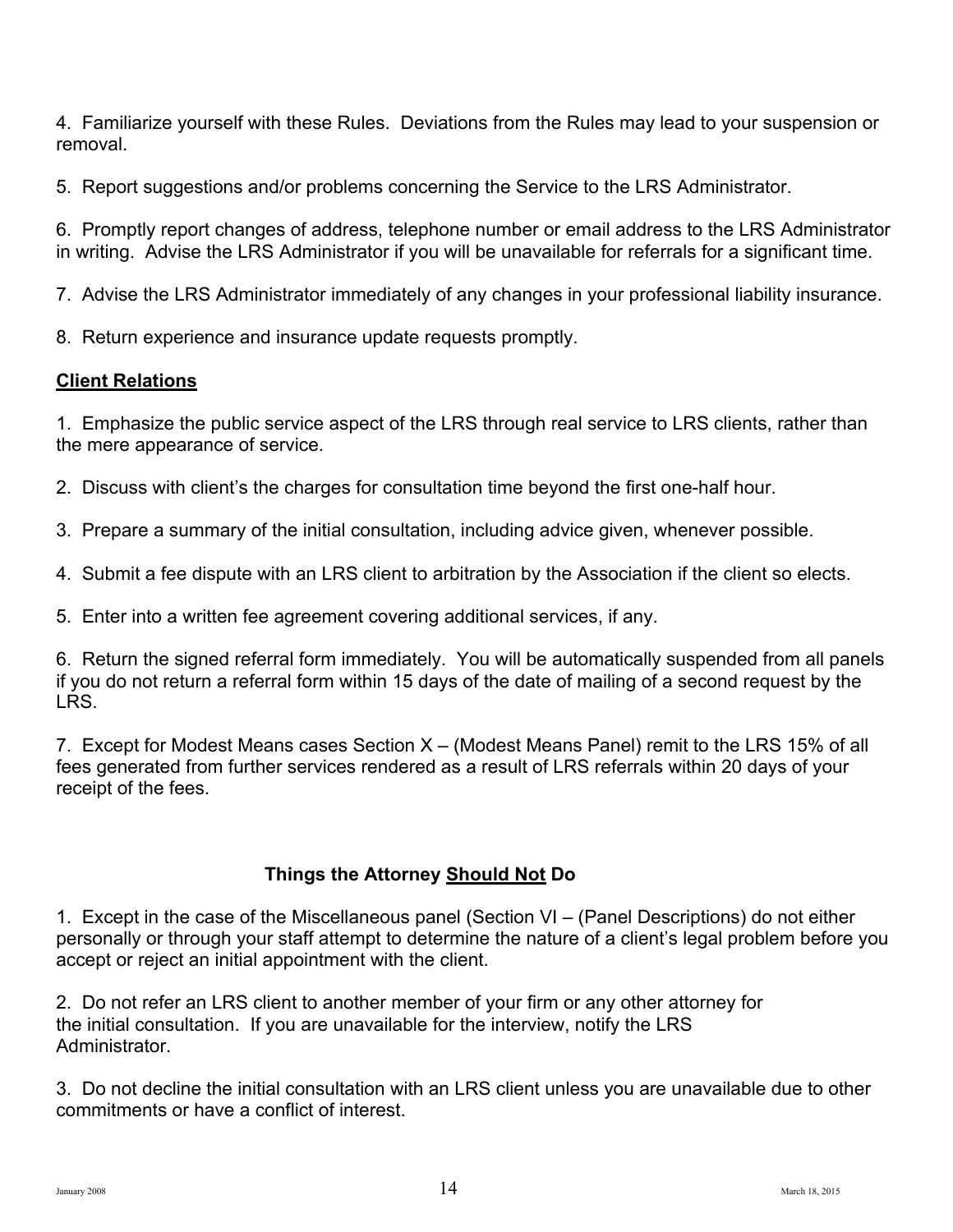4. Familiarize yourself with these Rules. Deviations from the Rules may lead to your suspension or removal.

5. Report suggestions and/or problems concerning the Service to the LRS Administrator.

6. Promptly report changes of address, telephone number or email address to the LRS Administrator in writing. Advise the LRS Administrator if you will be unavailable for referrals for a significant time.

7. Advise the LRS Administrator immediately of any changes in your professional liability insurance.

8. Return experience and insurance update requests promptly.

**Client Relations**

1. Emphasize the public service aspect of the LRS through real service to LRS clients, rather than the mere appearance of service.

2. Discuss with client's the charges for consultation time beyond the first one-half hour.

3. Prepare a summary of the initial consultation, including advice given, whenever possible.

4. Submit a fee dispute with an LRS client to arbitration by the Association if the client so elects.

5. Enter into a written fee agreement covering additional services, if any.

6. Return the signed referral form immediately. You will be automatically suspended from all panels if you do not return a referral form within 15 days of the date of mailing of a second request by the LRS.

7. Except for Modest Means cases Section X – (Modest Means Panel) remit to the LRS 15% of all fees generated from further services rendered as a result of LRS referrals within 20 days of your receipt of the fees.

## Things the Attorney Should Not Do

1. Except in the case of the Miscellaneous panel (Section VI – (Panel Descriptions) do not either personally or through your staff attempt to determine the nature of a client's legal problem before you accept or reject an initial appointment with the client.

2. Do not refer an LRS client to another member of your firm or any other attorney for the initial consultation. If you are unavailable for the interview, notify the LRS Administrator.

3. Do not decline the initial consultation with an LRS client unless you are unavailable due to other commitments or have a conflict of interest.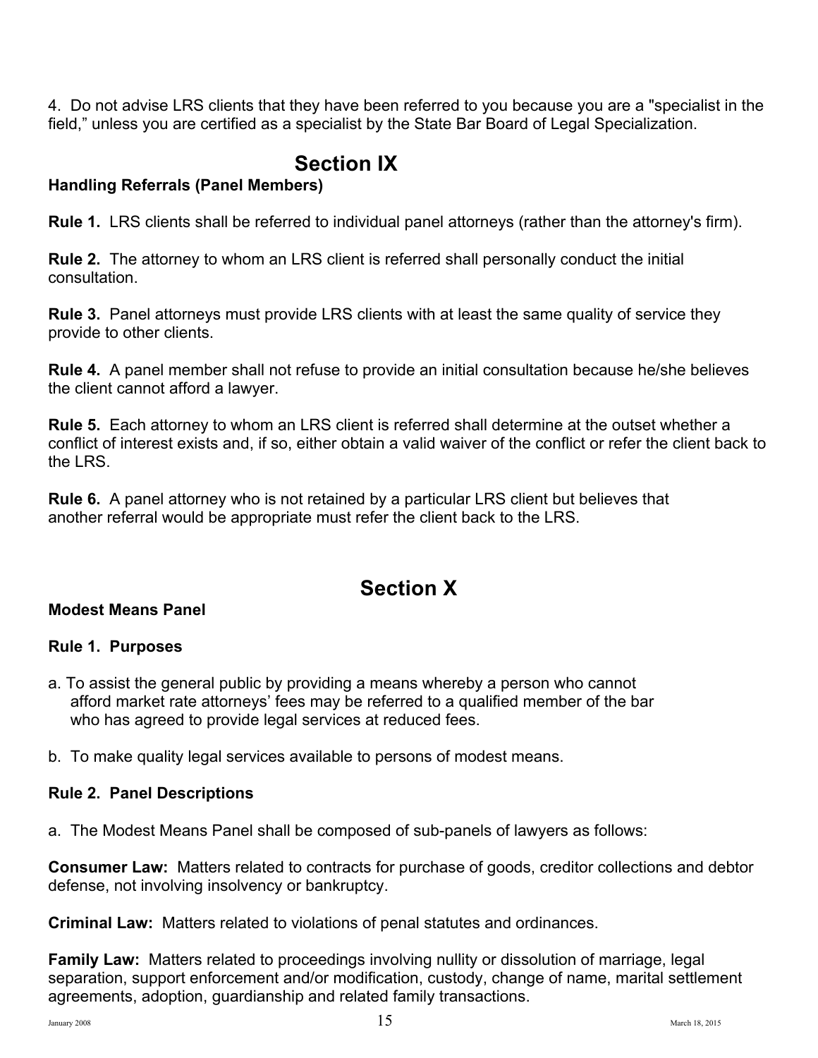4. Do not advise LRS clients that they have been referred to you because you are a "specialist in the field," unless you are certified as a specialist by the State Bar Board of Legal Specialization.

## Section IX

**Handling Referrals (Panel Members)**

**Rule 1.** LRS clients shall be referred to individual panel attorneys (rather than the attorney's firm).

**Rule 2.** The attorney to whom an LRS client is referred shall personally conduct the initial consultation.

**Rule 3.** Panel attorneys must provide LRS clients with at least the same quality of service they provide to other clients.

**Rule 4.** A panel member shall not refuse to provide an initial consultation because he/she believes the client cannot afford a lawyer.

**Rule 5.** Each attorney to whom an LRS client is referred shall determine at the outset whether a conflict of interest exists and, if so, either obtain a valid waiver of the conflict or refer the client back to the LRS.

**Rule 6.** A panel attorney who is not retained by a particular LRS client but believes that another referral would be appropriate must refer the client back to the LRS.

## Section X

**Modest Means Panel**

**Rule 1. Purposes**

a. To assist the general public by providing a means whereby a person who cannot afford market rate attorneys' fees may be referred to a qualified member of the bar who has agreed to provide legal services at reduced fees.

b. To make quality legal services available to persons of modest means.

**Rule 2. Panel Descriptions**

a. The Modest Means Panel shall be composed of sub-panels of lawyers as follows:

**Consumer Law:** Matters related to contracts for purchase of goods, creditor collections and debtor defense, not involving insolvency or bankruptcy.

**Criminal Law:** Matters related to violations of penal statutes and ordinances.

**Family Law:** Matters related to proceedings involving nullity or dissolution of marriage, legal separation, support enforcement and/or modification, custody, change of name, marital settlement agreements, adoption, guardianship and related family transactions.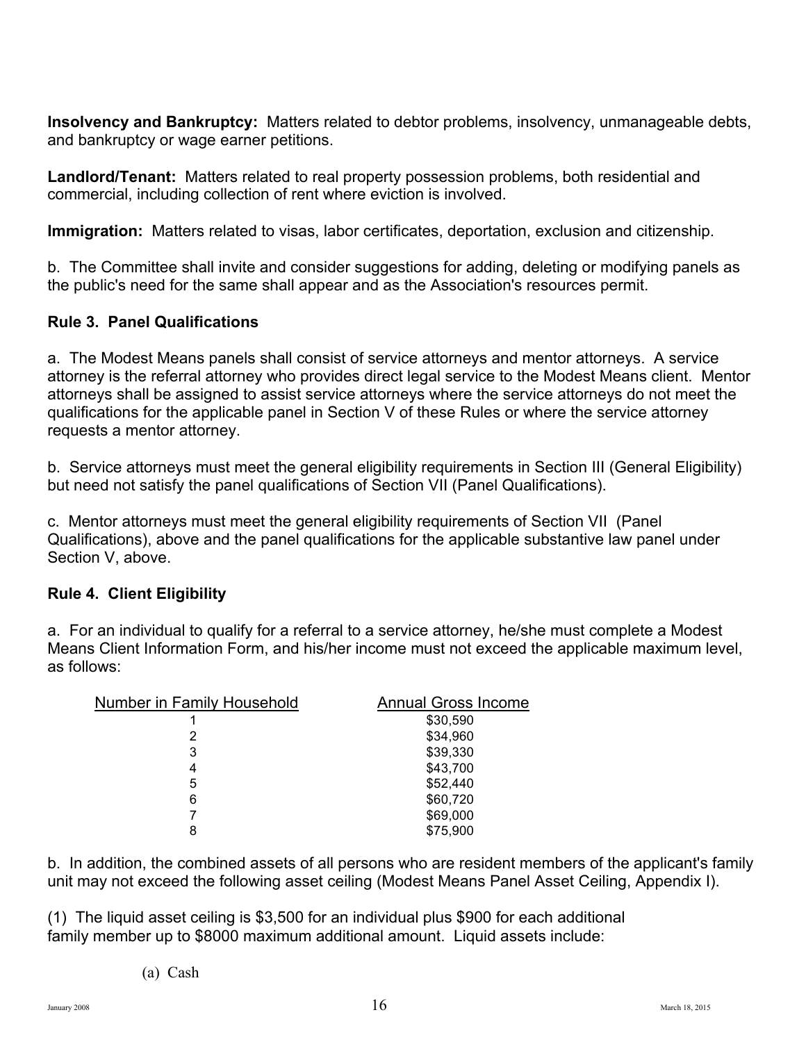**Insolvency and Bankruptcy:** Matters related to debtor problems, insolvency, unmanageable debts, and bankruptcy or wage earner petitions.

**Landlord/Tenant:** Matters related to real property possession problems, both residential and commercial, including collection of rent where eviction is involved.

**Immigration:** Matters related to visas, labor certificates, deportation, exclusion and citizenship.

b. The Committee shall invite and consider suggestions for adding, deleting or modifying panels as the public's need for the same shall appear and as the Association's resources permit.

### Rule 3. Panel Qualifications

a. The Modest Means panels shall consist of service attorneys and mentor attorneys. A service attorney is the referral attorney who provides direct legal service to the Modest Means client. Mentor attorneys shall be assigned to assist service attorneys where the service attorneys do not meet the qualifications for the applicable panel in Section V of these Rules or where the service attorney requests a mentor attorney.

b. Service attorneys must meet the general eligibility requirements in Section III (General Eligibility) but need not satisfy the panel qualifications of Section VII (Panel Qualifications).

c. Mentor attorneys must meet the general eligibility requirements of Section VII (Panel Qualifications), above and the panel qualifications for the applicable substantive law panel under Section V, above.

### Rule 4. Client Eligibility

a. For an individual to qualify for a referral to a service attorney, he/she must complete a Modest Means Client Information Form, and his/her income must not exceed the applicable maximum level, as follows:

| Number in Family Household | Annual Gross Income |
|---|---|
| 1 | $30,590 |
| 2 | $34,960 |
| 3 | $39,330 |
| 4 | $43,700 |
| 5 | $52,440 |
| 6 | $60,720 |
| 7 | $69,000 |
| 8 | $75,900 |

b. In addition, the combined assets of all persons who are resident members of the applicant's family unit may not exceed the following asset ceiling (Modest Means Panel Asset Ceiling, Appendix I).

(1) The liquid asset ceiling is $3,500 for an individual plus $900 for each additional family member up to $8000 maximum additional amount. Liquid assets include:

(a) Cash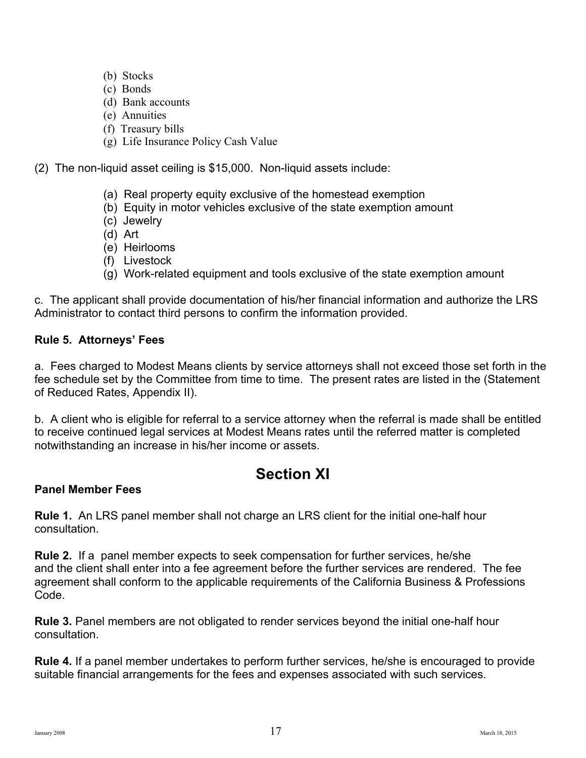(b) Stocks
(c) Bonds
(d) Bank accounts
(e) Annuities
(f) Treasury bills
(g) Life Insurance Policy Cash Value

(2) The non-liquid asset ceiling is $15,000. Non-liquid assets include:

(a) Real property equity exclusive of the homestead exemption
(b) Equity in motor vehicles exclusive of the state exemption amount
(c) Jewelry
(d) Art
(e) Heirlooms
(f) Livestock
(g) Work-related equipment and tools exclusive of the state exemption amount

c. The applicant shall provide documentation of his/her financial information and authorize the LRS Administrator to contact third persons to confirm the information provided.

**Rule 5. Attorneys' Fees**

a. Fees charged to Modest Means clients by service attorneys shall not exceed those set forth in the fee schedule set by the Committee from time to time. The present rates are listed in the (Statement of Reduced Rates, Appendix II).

b. A client who is eligible for referral to a service attorney when the referral is made shall be entitled to receive continued legal services at Modest Means rates until the referred matter is completed notwithstanding an increase in his/her income or assets.

# Section XI

**Panel Member Fees**

**Rule 1.** An LRS panel member shall not charge an LRS client for the initial one-half hour consultation.

**Rule 2.** If a panel member expects to seek compensation for further services, he/she and the client shall enter into a fee agreement before the further services are rendered. The fee agreement shall conform to the applicable requirements of the California Business & Professions Code.

**Rule 3.** Panel members are not obligated to render services beyond the initial one-half hour consultation.

**Rule 4.** If a panel member undertakes to perform further services, he/she is encouraged to provide suitable financial arrangements for the fees and expenses associated with such services.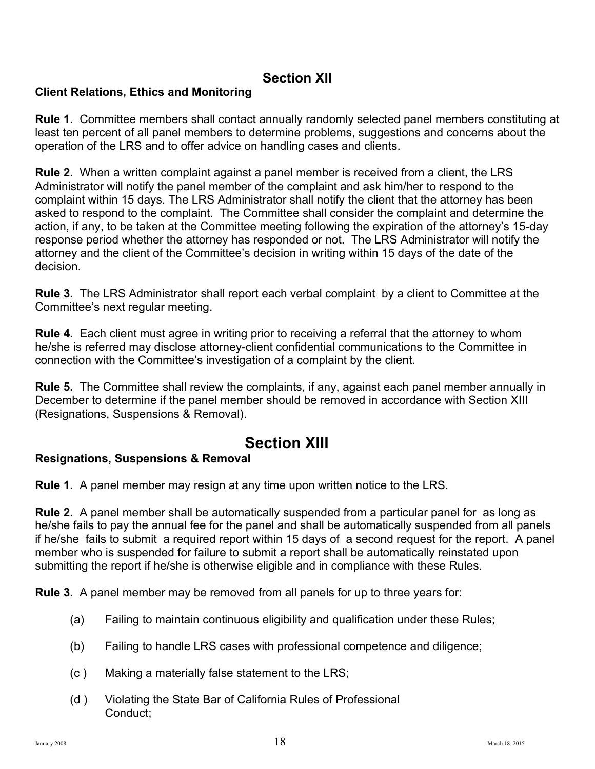## Section XII

**Client Relations, Ethics and Monitoring**

**Rule 1.** Committee members shall contact annually randomly selected panel members constituting at least ten percent of all panel members to determine problems, suggestions and concerns about the operation of the LRS and to offer advice on handling cases and clients.

**Rule 2.** When a written complaint against a panel member is received from a client, the LRS Administrator will notify the panel member of the complaint and ask him/her to respond to the complaint within 15 days. The LRS Administrator shall notify the client that the attorney has been asked to respond to the complaint. The Committee shall consider the complaint and determine the action, if any, to be taken at the Committee meeting following the expiration of the attorney's 15-day response period whether the attorney has responded or not. The LRS Administrator will notify the attorney and the client of the Committee's decision in writing within 15 days of the date of the decision.

**Rule 3.** The LRS Administrator shall report each verbal complaint by a client to Committee at the Committee's next regular meeting.

**Rule 4.** Each client must agree in writing prior to receiving a referral that the attorney to whom he/she is referred may disclose attorney-client confidential communications to the Committee in connection with the Committee's investigation of a complaint by the client.

**Rule 5.** The Committee shall review the complaints, if any, against each panel member annually in December to determine if the panel member should be removed in accordance with Section XIII (Resignations, Suspensions & Removal).

## Section XIII

**Resignations, Suspensions & Removal**

**Rule 1.** A panel member may resign at any time upon written notice to the LRS.

**Rule 2.** A panel member shall be automatically suspended from a particular panel for as long as he/she fails to pay the annual fee for the panel and shall be automatically suspended from all panels if he/she fails to submit a required report within 15 days of a second request for the report. A panel member who is suspended for failure to submit a report shall be automatically reinstated upon submitting the report if he/she is otherwise eligible and in compliance with these Rules.

**Rule 3.** A panel member may be removed from all panels for up to three years for:

(a) Failing to maintain continuous eligibility and qualification under these Rules;

(b) Failing to handle LRS cases with professional competence and diligence;

(c ) Making a materially false statement to the LRS;

(d ) Violating the State Bar of California Rules of Professional Conduct;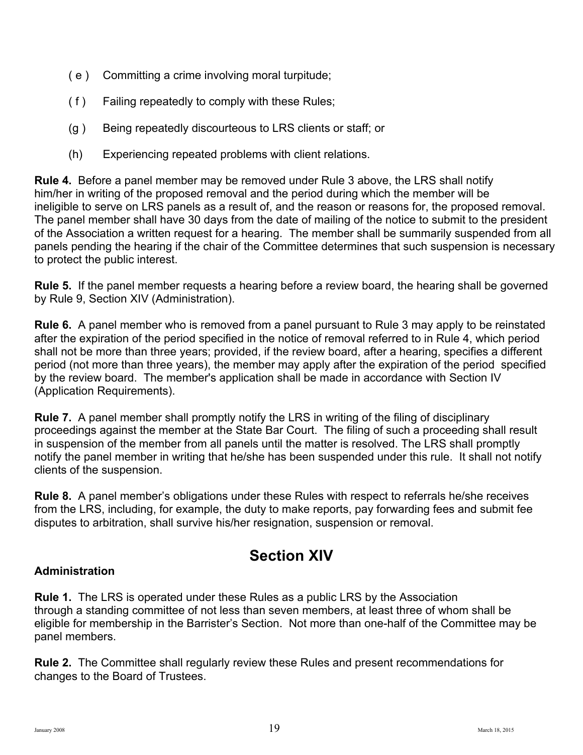( e ) Committing a crime involving moral turpitude;

( f ) Failing repeatedly to comply with these Rules;

(g ) Being repeatedly discourteous to LRS clients or staff; or

(h) Experiencing repeated problems with client relations.

**Rule 4.** Before a panel member may be removed under Rule 3 above, the LRS shall notify him/her in writing of the proposed removal and the period during which the member will be ineligible to serve on LRS panels as a result of, and the reason or reasons for, the proposed removal. The panel member shall have 30 days from the date of mailing of the notice to submit to the president of the Association a written request for a hearing. The member shall be summarily suspended from all panels pending the hearing if the chair of the Committee determines that such suspension is necessary to protect the public interest.

**Rule 5.** If the panel member requests a hearing before a review board, the hearing shall be governed by Rule 9, Section XIV (Administration).

**Rule 6.** A panel member who is removed from a panel pursuant to Rule 3 may apply to be reinstated after the expiration of the period specified in the notice of removal referred to in Rule 4, which period shall not be more than three years; provided, if the review board, after a hearing, specifies a different period (not more than three years), the member may apply after the expiration of the period specified by the review board. The member's application shall be made in accordance with Section IV (Application Requirements).

**Rule 7.** A panel member shall promptly notify the LRS in writing of the filing of disciplinary proceedings against the member at the State Bar Court. The filing of such a proceeding shall result in suspension of the member from all panels until the matter is resolved. The LRS shall promptly notify the panel member in writing that he/she has been suspended under this rule. It shall not notify clients of the suspension.

**Rule 8.** A panel member's obligations under these Rules with respect to referrals he/she receives from the LRS, including, for example, the duty to make reports, pay forwarding fees and submit fee disputes to arbitration, shall survive his/her resignation, suspension or removal.

## Section XIV

**Administration**

**Rule 1.** The LRS is operated under these Rules as a public LRS by the Association through a standing committee of not less than seven members, at least three of whom shall be eligible for membership in the Barrister's Section. Not more than one-half of the Committee may be panel members.

**Rule 2.** The Committee shall regularly review these Rules and present recommendations for changes to the Board of Trustees.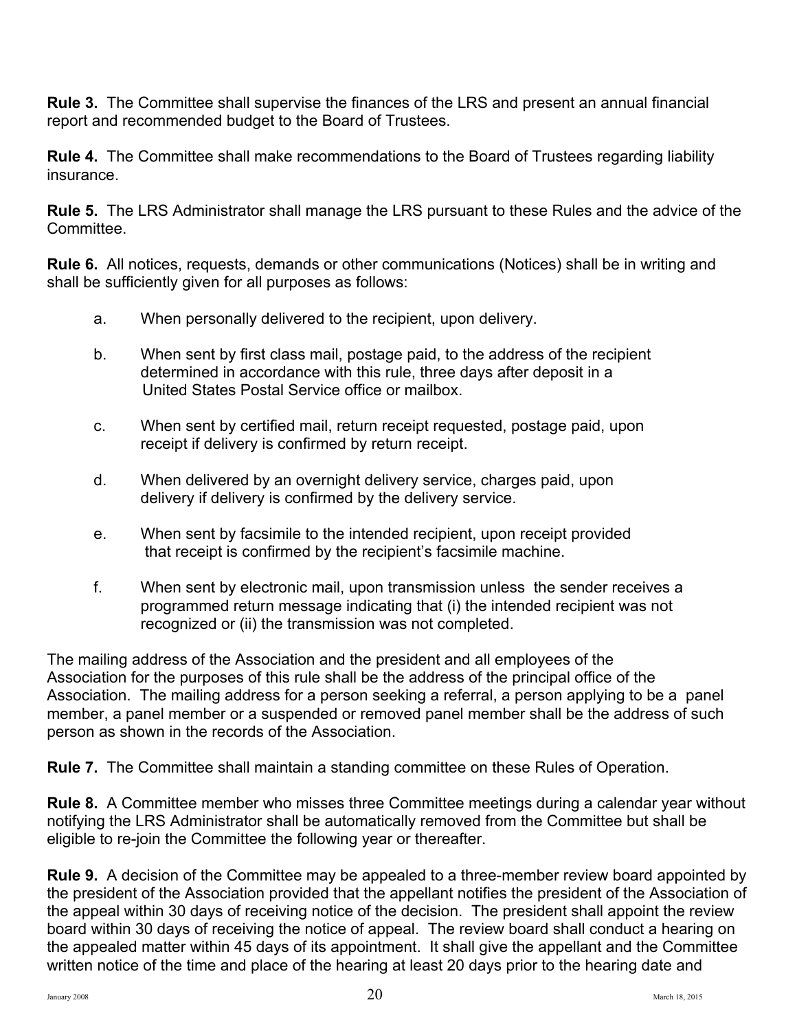**Rule 3.** The Committee shall supervise the finances of the LRS and present an annual financial report and recommended budget to the Board of Trustees.

**Rule 4.** The Committee shall make recommendations to the Board of Trustees regarding liability insurance.

**Rule 5.** The LRS Administrator shall manage the LRS pursuant to these Rules and the advice of the Committee.

**Rule 6.** All notices, requests, demands or other communications (Notices) shall be in writing and shall be sufficiently given for all purposes as follows:

a. When personally delivered to the recipient, upon delivery.

b. When sent by first class mail, postage paid, to the address of the recipient determined in accordance with this rule, three days after deposit in a United States Postal Service office or mailbox.

c. When sent by certified mail, return receipt requested, postage paid, upon receipt if delivery is confirmed by return receipt.

d. When delivered by an overnight delivery service, charges paid, upon delivery if delivery is confirmed by the delivery service.

e. When sent by facsimile to the intended recipient, upon receipt provided that receipt is confirmed by the recipient's facsimile machine.

f. When sent by electronic mail, upon transmission unless the sender receives a programmed return message indicating that (i) the intended recipient was not recognized or (ii) the transmission was not completed.

The mailing address of the Association and the president and all employees of the Association for the purposes of this rule shall be the address of the principal office of the Association. The mailing address for a person seeking a referral, a person applying to be a panel member, a panel member or a suspended or removed panel member shall be the address of such person as shown in the records of the Association.

**Rule 7.** The Committee shall maintain a standing committee on these Rules of Operation.

**Rule 8.** A Committee member who misses three Committee meetings during a calendar year without notifying the LRS Administrator shall be automatically removed from the Committee but shall be eligible to re-join the Committee the following year or thereafter.

**Rule 9.** A decision of the Committee may be appealed to a three-member review board appointed by the president of the Association provided that the appellant notifies the president of the Association of the appeal within 30 days of receiving notice of the decision. The president shall appoint the review board within 30 days of receiving the notice of appeal. The review board shall conduct a hearing on the appealed matter within 45 days of its appointment. It shall give the appellant and the Committee written notice of the time and place of the hearing at least 20 days prior to the hearing date and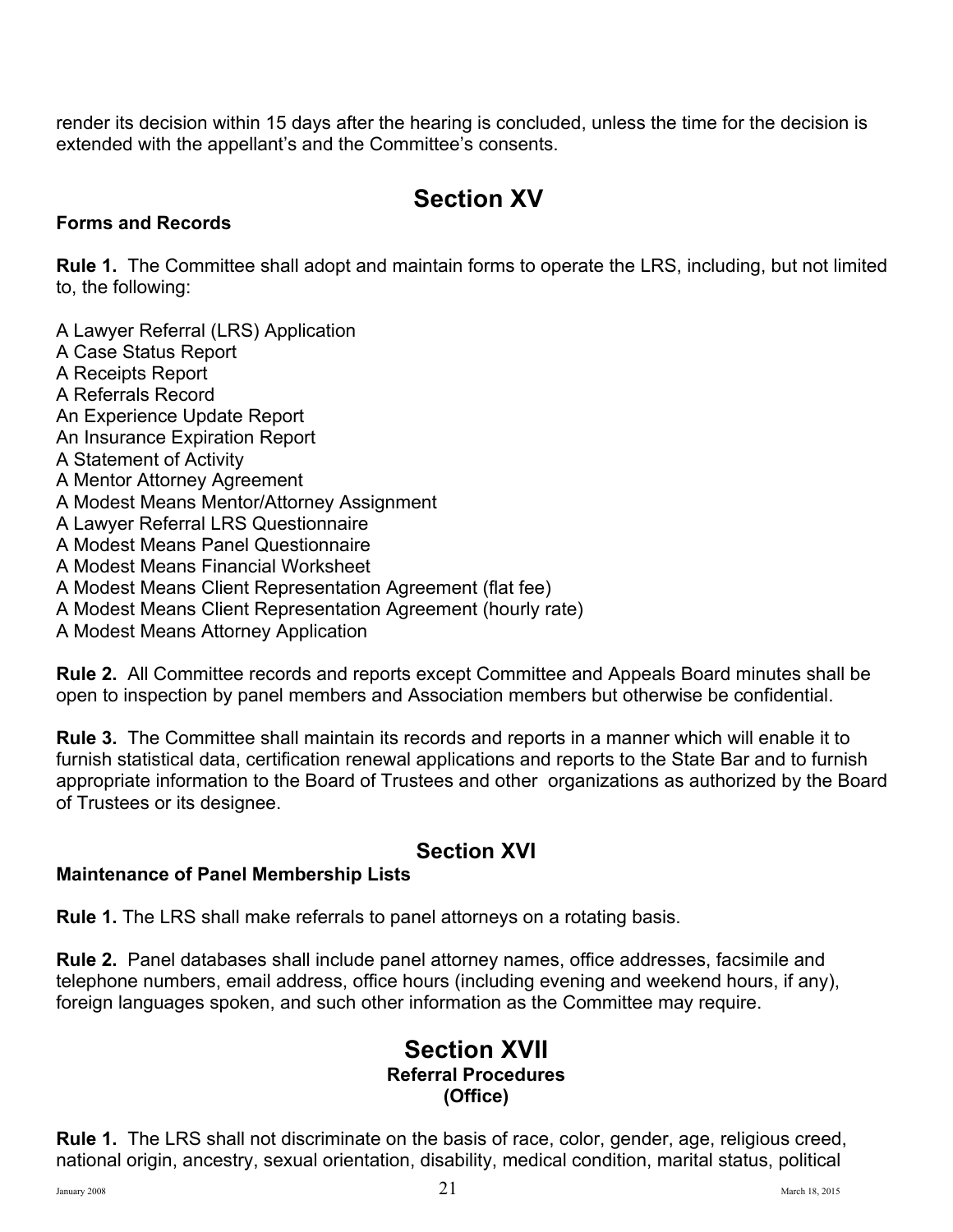render its decision within 15 days after the hearing is concluded, unless the time for the decision is extended with the appellant's and the Committee's consents.

# Section XV

**Forms and Records**

**Rule 1.** The Committee shall adopt and maintain forms to operate the LRS, including, but not limited to, the following:

A Lawyer Referral (LRS) Application
A Case Status Report
A Receipts Report
A Referrals Record
An Experience Update Report
An Insurance Expiration Report
A Statement of Activity
A Mentor Attorney Agreement
A Modest Means Mentor/Attorney Assignment
A Lawyer Referral LRS Questionnaire
A Modest Means Panel Questionnaire
A Modest Means Financial Worksheet
A Modest Means Client Representation Agreement (flat fee)
A Modest Means Client Representation Agreement (hourly rate)
A Modest Means Attorney Application

**Rule 2.** All Committee records and reports except Committee and Appeals Board minutes shall be open to inspection by panel members and Association members but otherwise be confidential.

**Rule 3.** The Committee shall maintain its records and reports in a manner which will enable it to furnish statistical data, certification renewal applications and reports to the State Bar and to furnish appropriate information to the Board of Trustees and other organizations as authorized by the Board of Trustees or its designee.

## Section XVI

**Maintenance of Panel Membership Lists**

**Rule 1.** The LRS shall make referrals to panel attorneys on a rotating basis.

**Rule 2.** Panel databases shall include panel attorney names, office addresses, facsimile and telephone numbers, email address, office hours (including evening and weekend hours, if any), foreign languages spoken, and such other information as the Committee may require.

# Section XVII

**Referral Procedures**
**(Office)**

**Rule 1.** The LRS shall not discriminate on the basis of race, color, gender, age, religious creed, national origin, ancestry, sexual orientation, disability, medical condition, marital status, political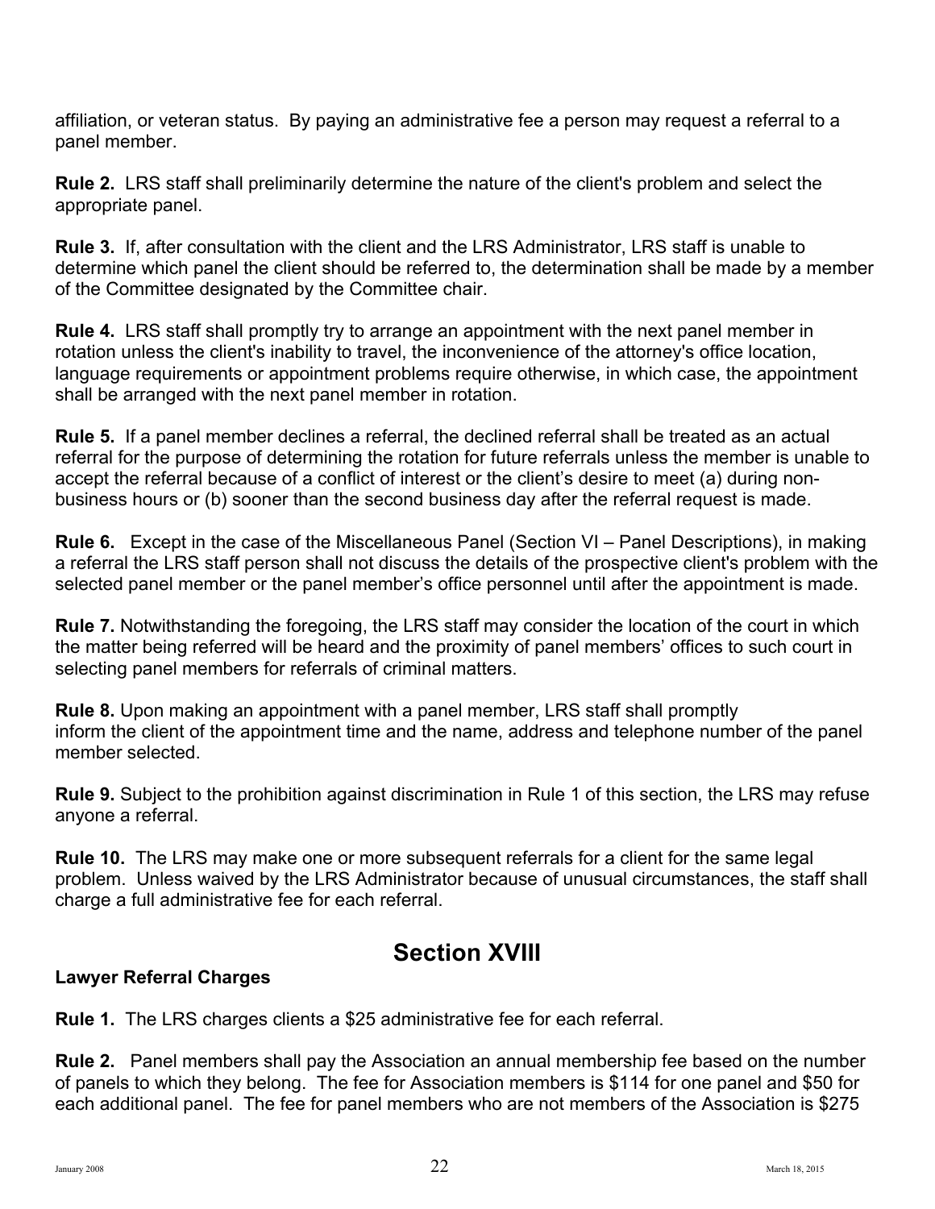affiliation, or veteran status. By paying an administrative fee a person may request a referral to a panel member.

**Rule 2.** LRS staff shall preliminarily determine the nature of the client's problem and select the appropriate panel.

**Rule 3.** If, after consultation with the client and the LRS Administrator, LRS staff is unable to determine which panel the client should be referred to, the determination shall be made by a member of the Committee designated by the Committee chair.

**Rule 4.** LRS staff shall promptly try to arrange an appointment with the next panel member in rotation unless the client's inability to travel, the inconvenience of the attorney's office location, language requirements or appointment problems require otherwise, in which case, the appointment shall be arranged with the next panel member in rotation.

**Rule 5.** If a panel member declines a referral, the declined referral shall be treated as an actual referral for the purpose of determining the rotation for future referrals unless the member is unable to accept the referral because of a conflict of interest or the client's desire to meet (a) during non-business hours or (b) sooner than the second business day after the referral request is made.

**Rule 6.** Except in the case of the Miscellaneous Panel (Section VI – Panel Descriptions), in making a referral the LRS staff person shall not discuss the details of the prospective client's problem with the selected panel member or the panel member's office personnel until after the appointment is made.

**Rule 7.** Notwithstanding the foregoing, the LRS staff may consider the location of the court in which the matter being referred will be heard and the proximity of panel members' offices to such court in selecting panel members for referrals of criminal matters.

**Rule 8.** Upon making an appointment with a panel member, LRS staff shall promptly inform the client of the appointment time and the name, address and telephone number of the panel member selected.

**Rule 9.** Subject to the prohibition against discrimination in Rule 1 of this section, the LRS may refuse anyone a referral.

**Rule 10.** The LRS may make one or more subsequent referrals for a client for the same legal problem. Unless waived by the LRS Administrator because of unusual circumstances, the staff shall charge a full administrative fee for each referral.

# Section XVIII

**Lawyer Referral Charges**

**Rule 1.** The LRS charges clients a $25 administrative fee for each referral.

**Rule 2.** Panel members shall pay the Association an annual membership fee based on the number of panels to which they belong. The fee for Association members is $114 for one panel and $50 for each additional panel. The fee for panel members who are not members of the Association is $275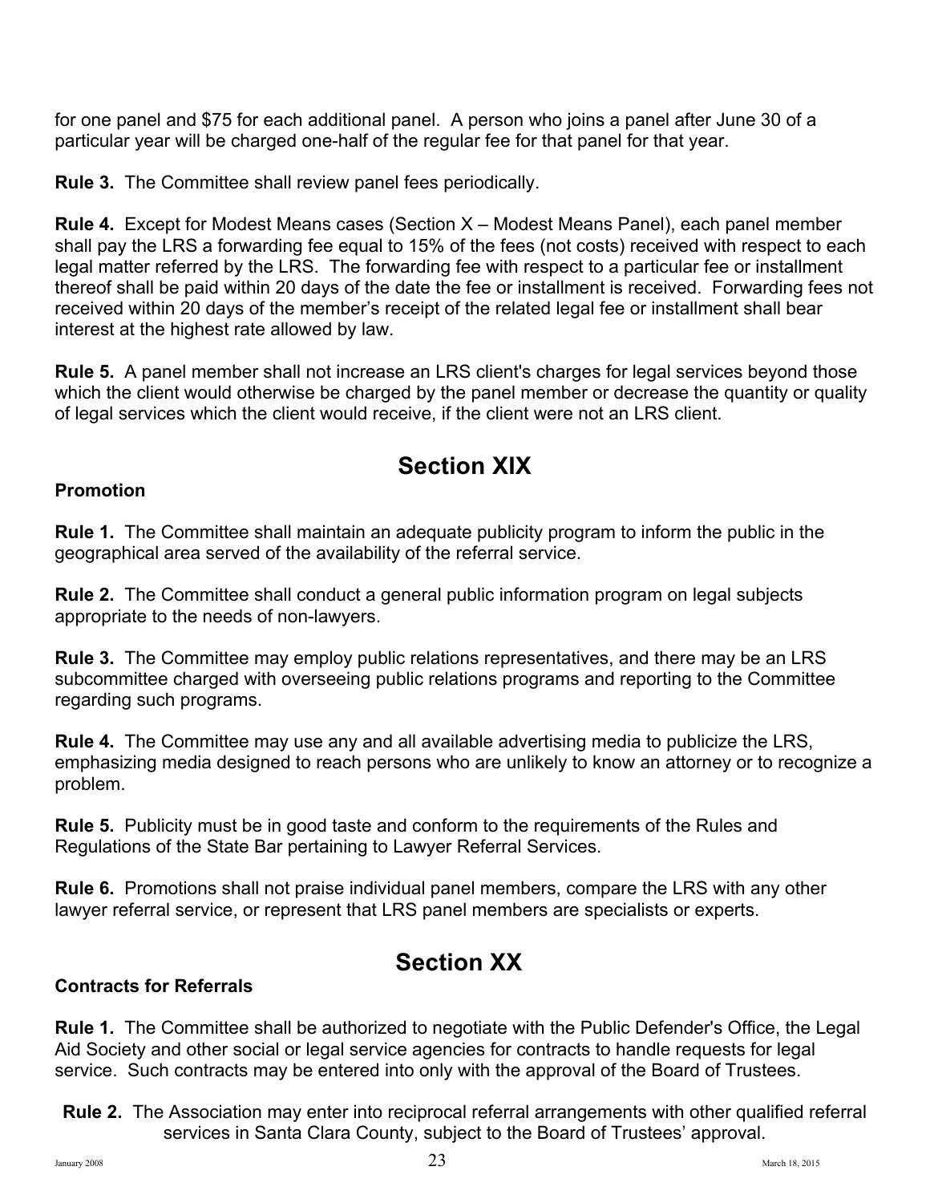for one panel and $75 for each additional panel. A person who joins a panel after June 30 of a particular year will be charged one-half of the regular fee for that panel for that year.

**Rule 3.** The Committee shall review panel fees periodically.

**Rule 4.** Except for Modest Means cases (Section X – Modest Means Panel), each panel member shall pay the LRS a forwarding fee equal to 15% of the fees (not costs) received with respect to each legal matter referred by the LRS. The forwarding fee with respect to a particular fee or installment thereof shall be paid within 20 days of the date the fee or installment is received. Forwarding fees not received within 20 days of the member's receipt of the related legal fee or installment shall bear interest at the highest rate allowed by law.

**Rule 5.** A panel member shall not increase an LRS client's charges for legal services beyond those which the client would otherwise be charged by the panel member or decrease the quantity or quality of legal services which the client would receive, if the client were not an LRS client.

## Section XIX

**Promotion**

**Rule 1.** The Committee shall maintain an adequate publicity program to inform the public in the geographical area served of the availability of the referral service.

**Rule 2.** The Committee shall conduct a general public information program on legal subjects appropriate to the needs of non-lawyers.

**Rule 3.** The Committee may employ public relations representatives, and there may be an LRS subcommittee charged with overseeing public relations programs and reporting to the Committee regarding such programs.

**Rule 4.** The Committee may use any and all available advertising media to publicize the LRS, emphasizing media designed to reach persons who are unlikely to know an attorney or to recognize a problem.

**Rule 5.** Publicity must be in good taste and conform to the requirements of the Rules and Regulations of the State Bar pertaining to Lawyer Referral Services.

**Rule 6.** Promotions shall not praise individual panel members, compare the LRS with any other lawyer referral service, or represent that LRS panel members are specialists or experts.

## Section XX

**Contracts for Referrals**

**Rule 1.** The Committee shall be authorized to negotiate with the Public Defender's Office, the Legal Aid Society and other social or legal service agencies for contracts to handle requests for legal service. Such contracts may be entered into only with the approval of the Board of Trustees.

**Rule 2.** The Association may enter into reciprocal referral arrangements with other qualified referral services in Santa Clara County, subject to the Board of Trustees' approval.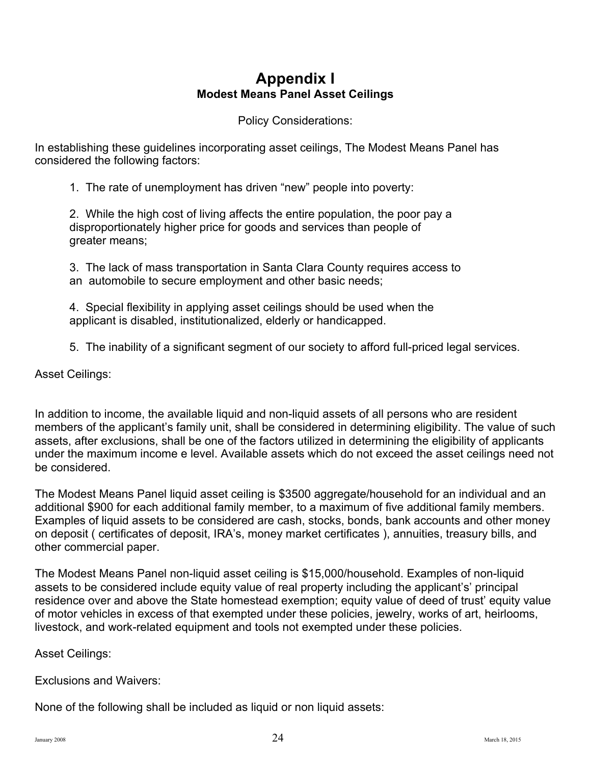# Appendix I
## Modest Means Panel Asset Ceilings

Policy Considerations:

In establishing these guidelines incorporating asset ceilings, The Modest Means Panel has considered the following factors:

1. The rate of unemployment has driven “new” people into poverty:

2. While the high cost of living affects the entire population, the poor pay a disproportionately higher price for goods and services than people of greater means;

3. The lack of mass transportation in Santa Clara County requires access to an automobile to secure employment and other basic needs;

4. Special flexibility in applying asset ceilings should be used when the applicant is disabled, institutionalized, elderly or handicapped.

5. The inability of a significant segment of our society to afford full-priced legal services.

Asset Ceilings:

In addition to income, the available liquid and non-liquid assets of all persons who are resident members of the applicant’s family unit, shall be considered in determining eligibility. The value of such assets, after exclusions, shall be one of the factors utilized in determining the eligibility of applicants under the maximum income e level. Available assets which do not exceed the asset ceilings need not be considered.

The Modest Means Panel liquid asset ceiling is $3500 aggregate/household for an individual and an additional $900 for each additional family member, to a maximum of five additional family members. Examples of liquid assets to be considered are cash, stocks, bonds, bank accounts and other money on deposit ( certificates of deposit, IRA’s, money market certificates ), annuities, treasury bills, and other commercial paper.

The Modest Means Panel non-liquid asset ceiling is $15,000/household. Examples of non-liquid assets to be considered include equity value of real property including the applicant’s’ principal residence over and above the State homestead exemption; equity value of deed of trust’ equity value of motor vehicles in excess of that exempted under these policies, jewelry, works of art, heirlooms, livestock, and work-related equipment and tools not exempted under these policies.

Asset Ceilings:

Exclusions and Waivers:

None of the following shall be included as liquid or non liquid assets: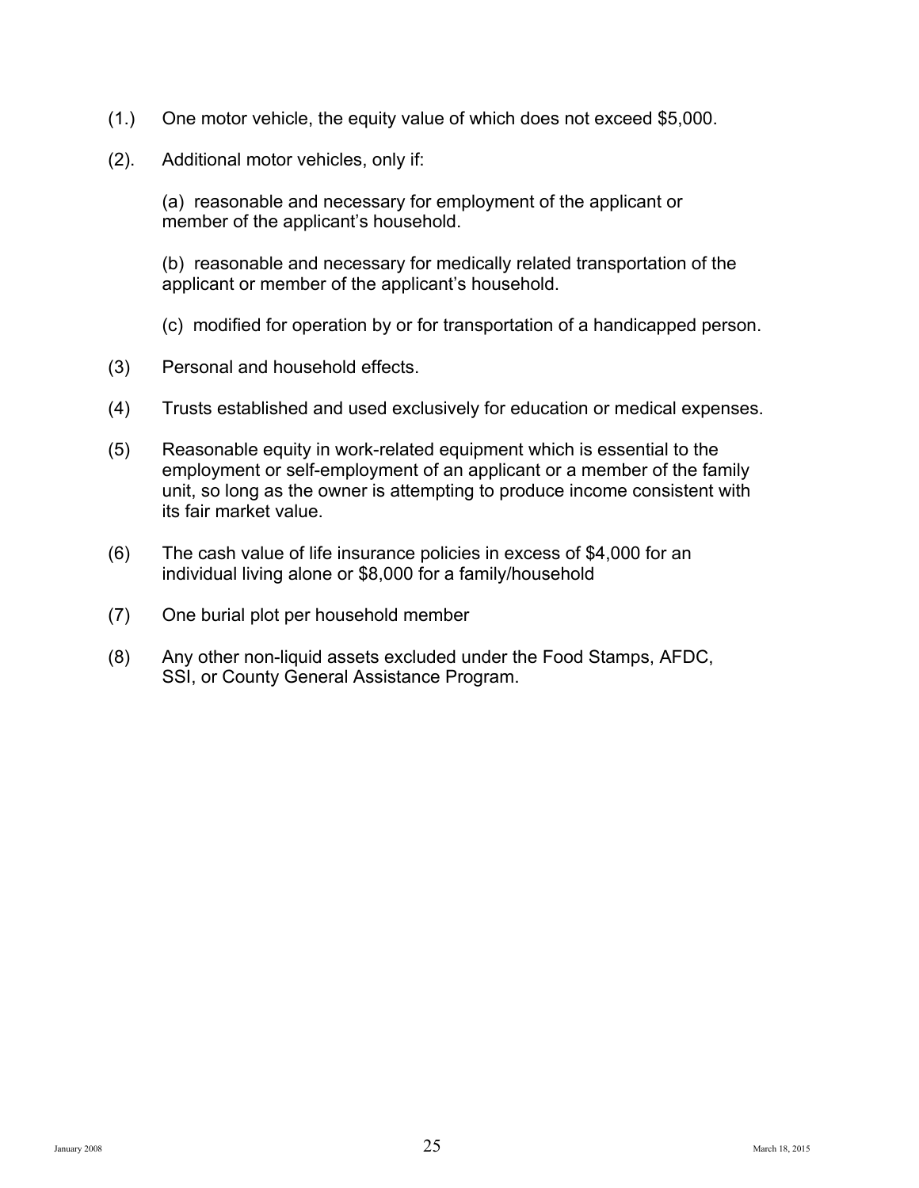(1.) One motor vehicle, the equity value of which does not exceed $5,000.

(2). Additional motor vehicles, only if:

(a) reasonable and necessary for employment of the applicant or member of the applicant's household.

(b) reasonable and necessary for medically related transportation of the applicant or member of the applicant's household.

(c) modified for operation by or for transportation of a handicapped person.

(3) Personal and household effects.

(4) Trusts established and used exclusively for education or medical expenses.

(5) Reasonable equity in work-related equipment which is essential to the employment or self-employment of an applicant or a member of the family unit, so long as the owner is attempting to produce income consistent with its fair market value.

(6) The cash value of life insurance policies in excess of $4,000 for an individual living alone or $8,000 for a family/household

(7) One burial plot per household member

(8) Any other non-liquid assets excluded under the Food Stamps, AFDC, SSI, or County General Assistance Program.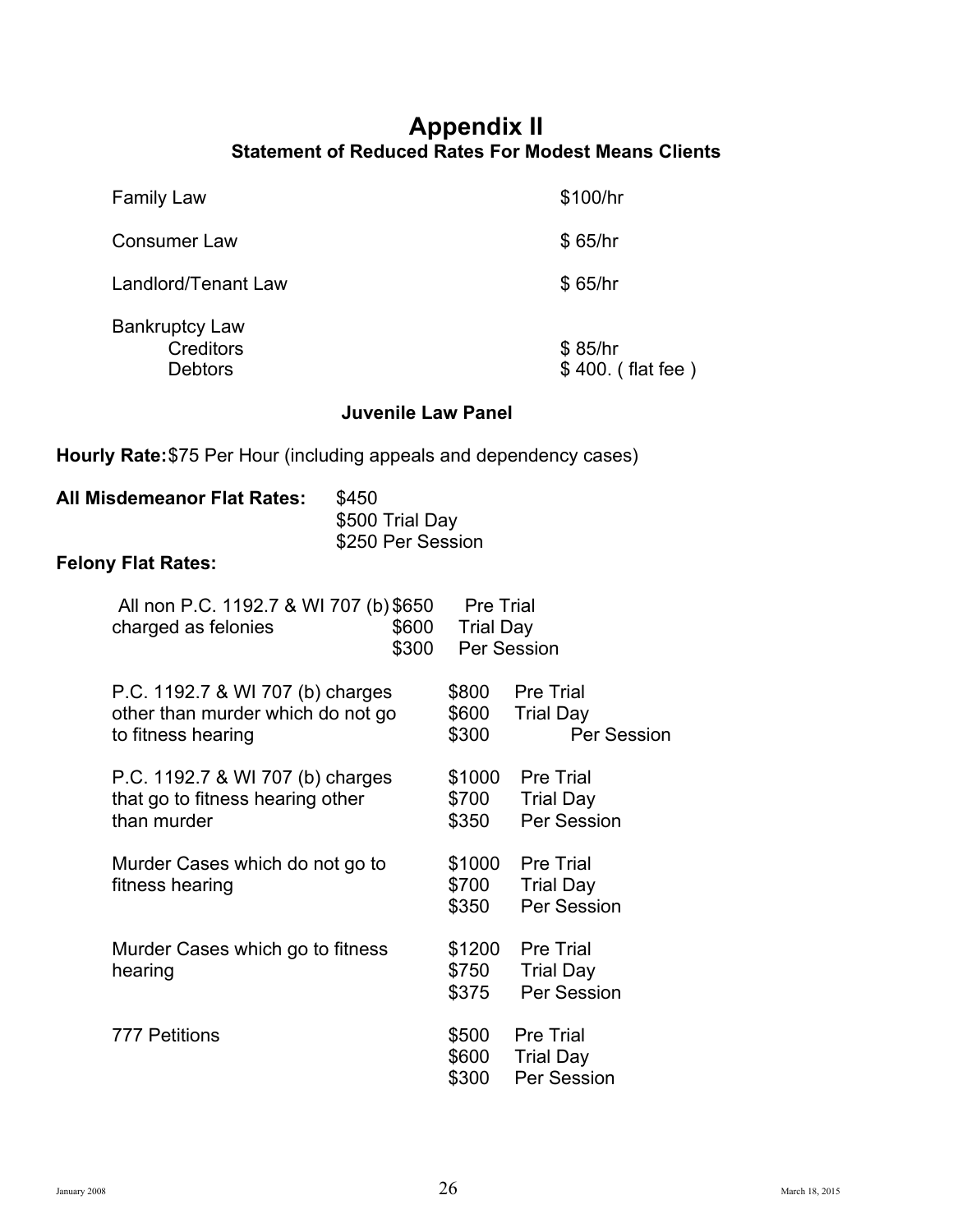# Appendix II

### Statement of Reduced Rates For Modest Means Clients

| | |
|---|---|
| Family Law | $100/hr |
| Consumer Law | $ 65/hr |
| Landlord/Tenant Law | $ 65/hr |
| Bankruptcy Law | |
| Creditors | $ 85/hr |
| Debtors | $ 400. ( flat fee ) |

### Juvenile Law Panel

**Hourly Rate:** $75 Per Hour (including appeals and dependency cases)

**All Misdemeanor Flat Rates:** $450
$500 Trial Day
$250 Per Session

**Felony Flat Rates:**

| | | |
|---|---|---|
| All non P.C. 1192.7 & WI 707 (b) charged as felonies | $650 | Pre Trial |
| | $600 | Trial Day |
| | $300 | Per Session |
| P.C. 1192.7 & WI 707 (b) charges other than murder which do not go to fitness hearing | $800 | Pre Trial |
| | $600 | Trial Day |
| | $300 | Per Session |
| P.C. 1192.7 & WI 707 (b) charges that go to fitness hearing other than murder | $1000 | Pre Trial |
| | $700 | Trial Day |
| | $350 | Per Session |
| Murder Cases which do not go to fitness hearing | $1000 | Pre Trial |
| | $700 | Trial Day |
| | $350 | Per Session |
| Murder Cases which go to fitness hearing | $1200 | Pre Trial |
| | $750 | Trial Day |
| | $375 | Per Session |
| 777 Petitions | $500 | Pre Trial |
| | $600 | Trial Day |
| | $300 | Per Session |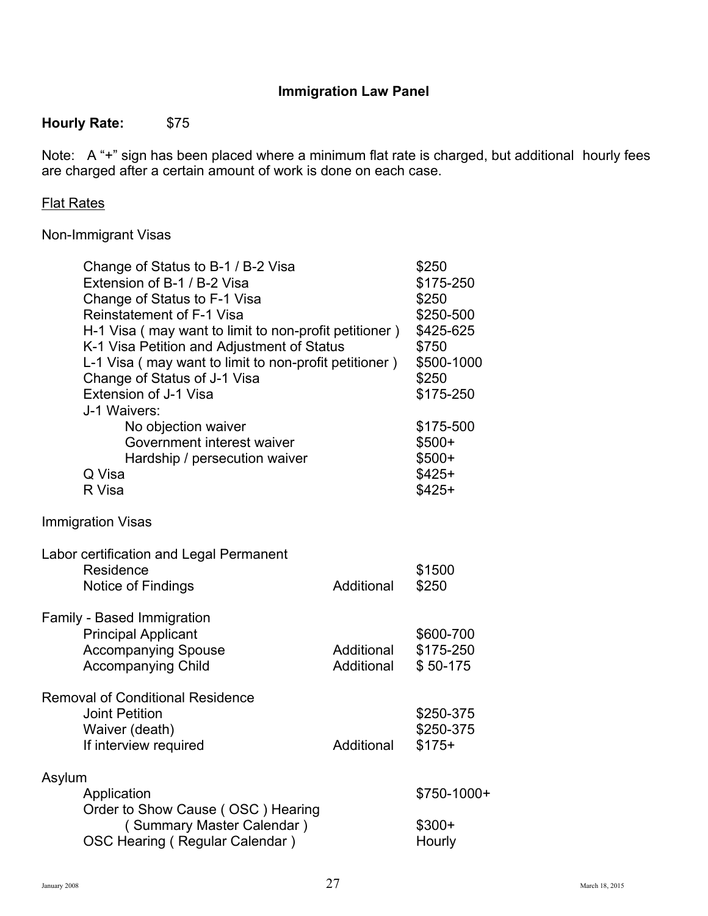## Immigration Law Panel

**Hourly Rate:** $75

Note: A "+" sign has been placed where a minimum flat rate is charged, but additional hourly fees are charged after a certain amount of work is done on each case.

<u>Flat Rates</u>

Non-Immigrant Visas

| | | |
|---|---|---|
| Change of Status to B-1 / B-2 Visa | | $250 |
| Extension of B-1 / B-2 Visa | | $175-250 |
| Change of Status to F-1 Visa | | $250 |
| Reinstatement of F-1 Visa | | $250-500 |
| H-1 Visa ( may want to limit to non-profit petitioner ) | | $425-625 |
| K-1 Visa Petition and Adjustment of Status | | $750 |
| L-1 Visa ( may want to limit to non-profit petitioner ) | | $500-1000 |
| Change of Status of J-1 Visa | | $250 |
| Extension of J-1 Visa | | $175-250 |
| J-1 Waivers: | | |
| No objection waiver | | $175-500 |
| Government interest waiver | | $500+ |
| Hardship / persecution waiver | | $500+ |
| Q Visa | | $425+ |
| R Visa | | $425+ |

Immigration Visas

| | | |
|---|---|---|
| Labor certification and Legal Permanent Residence | | $1500 |
| Notice of Findings | Additional | $250 |
| **Family - Based Immigration** | | |
| Principal Applicant | | $600-700 |
| Accompanying Spouse | Additional | $175-250 |
| Accompanying Child | Additional | $ 50-175 |
| **Removal of Conditional Residence** | | |
| Joint Petition | | $250-375 |
| Waiver (death) | | $250-375 |
| If interview required | Additional | $175+ |
| **Asylum** | | |
| Application | | $750-1000+ |
| Order to Show Cause ( OSC ) Hearing ( Summary Master Calendar ) | | $300+ |
| OSC Hearing ( Regular Calendar ) | | Hourly |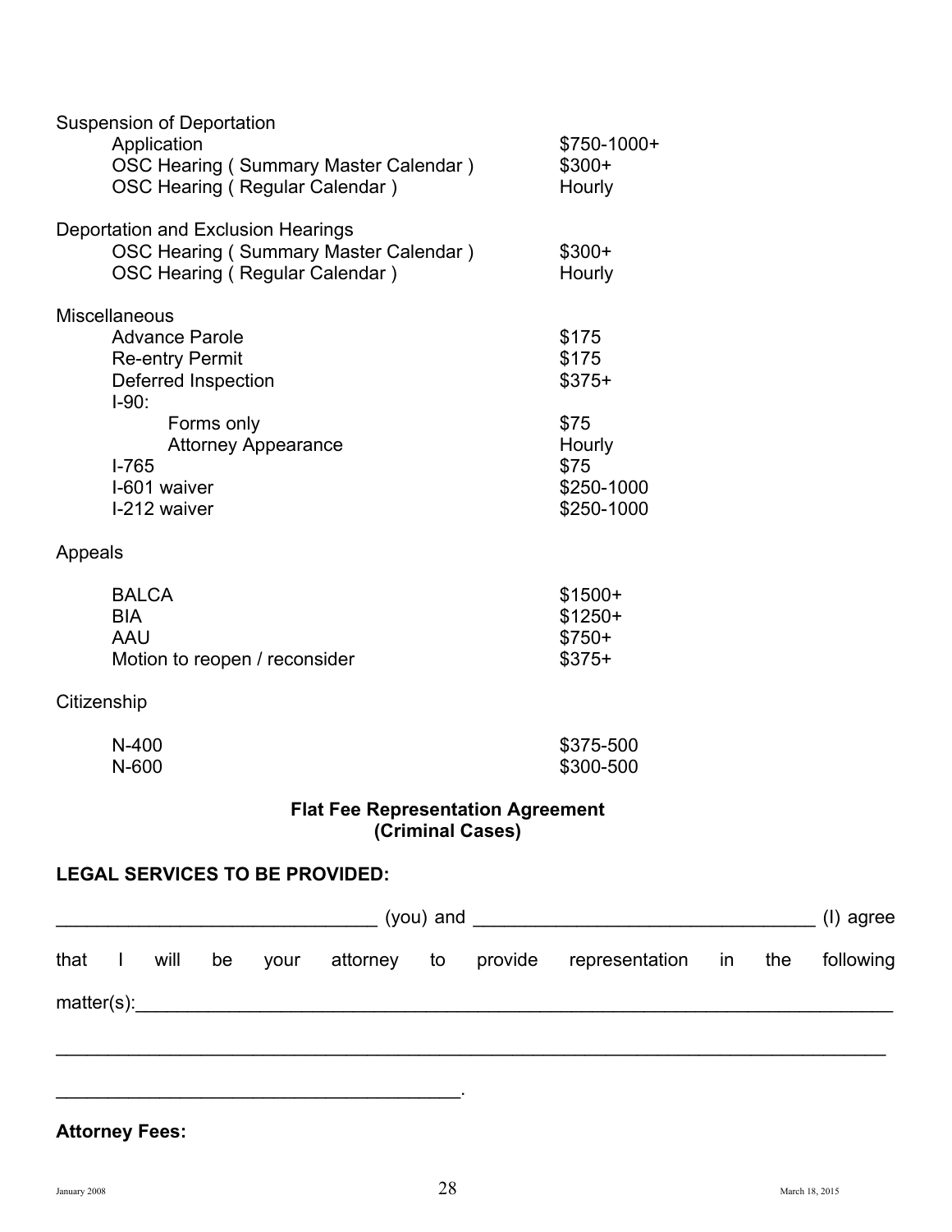| Service | Fee |
|---|---|
| **Suspension of Deportation** | |
| Application | $750-1000+ |
| OSC Hearing ( Summary Master Calendar ) | $300+ |
| OSC Hearing ( Regular Calendar ) | Hourly |
| **Deportation and Exclusion Hearings** | |
| OSC Hearing ( Summary Master Calendar ) | $300+ |
| OSC Hearing ( Regular Calendar ) | Hourly |
| **Miscellaneous** | |
| Advance Parole | $175 |
| Re-entry Permit | $175 |
| Deferred Inspection | $375+ |
| I-90: | |
| Forms only | $75 |
| Attorney Appearance | Hourly |
| I-765 | $75 |
| I-601 waiver | $250-1000 |
| I-212 waiver | $250-1000 |
| **Appeals** | |
| BALCA | $1500+ |
| BIA | $1250+ |
| AAU | $750+ |
| Motion to reopen / reconsider | $375+ |
| **Citizenship** | |
| N-400 | $375-500 |
| N-600 | $300-500 |

## Flat Fee Representation Agreement (Criminal Cases)

**LEGAL SERVICES TO BE PROVIDED:**

______________________________ (you) and ________________________________ (I) agree that I will be your attorney to provide representation in the following matter(s):__________________________________________________________________________

_______________________________________________________________________________

______________________________________.

**Attorney Fees:**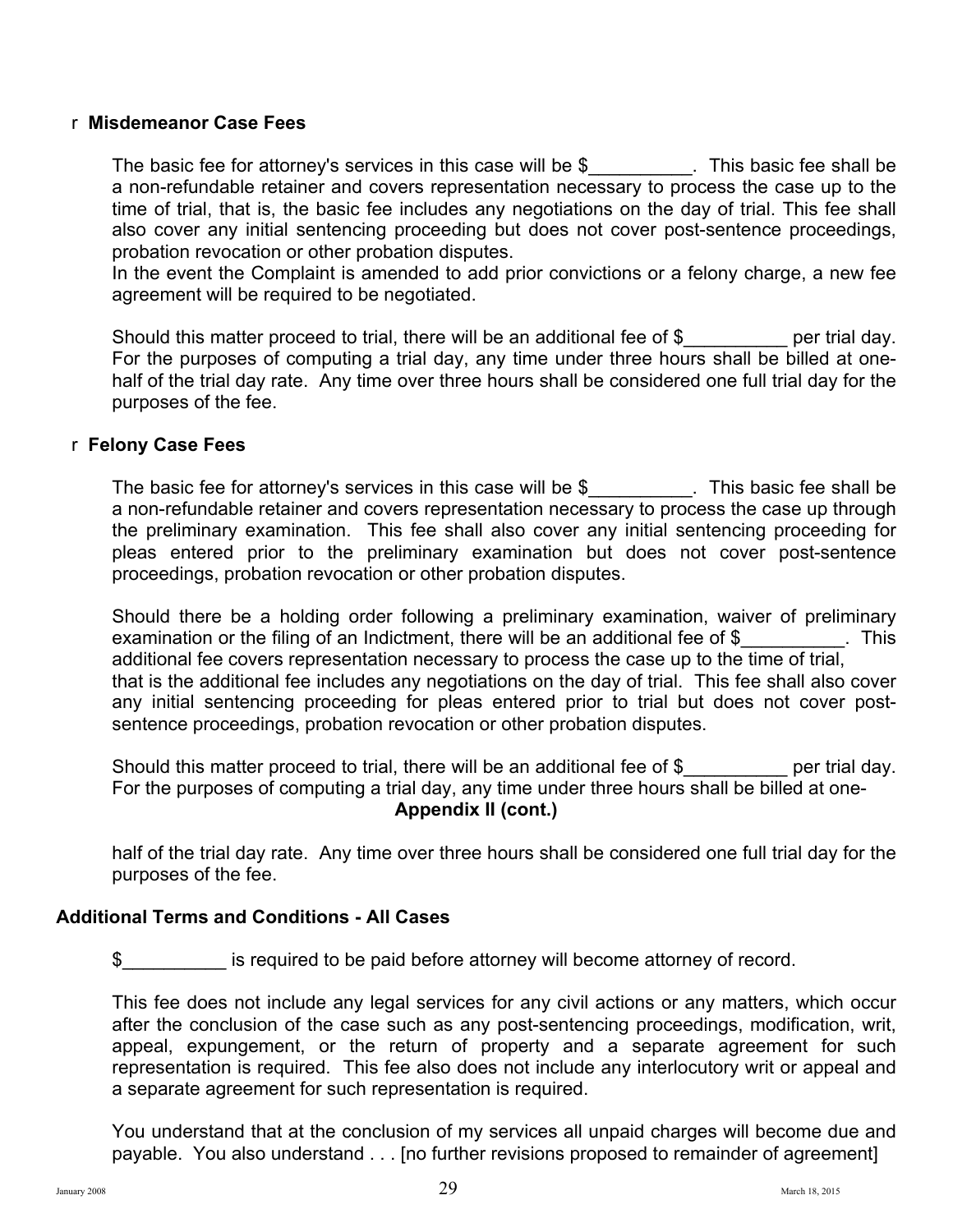r **Misdemeanor Case Fees**

The basic fee for attorney's services in this case will be $__________. This basic fee shall be a non-refundable retainer and covers representation necessary to process the case up to the time of trial, that is, the basic fee includes any negotiations on the day of trial. This fee shall also cover any initial sentencing proceeding but does not cover post-sentence proceedings, probation revocation or other probation disputes.
In the event the Complaint is amended to add prior convictions or a felony charge, a new fee agreement will be required to be negotiated.

Should this matter proceed to trial, there will be an additional fee of $__________ per trial day. For the purposes of computing a trial day, any time under three hours shall be billed at one-half of the trial day rate. Any time over three hours shall be considered one full trial day for the purposes of the fee.

r **Felony Case Fees**

The basic fee for attorney's services in this case will be $__________. This basic fee shall be a non-refundable retainer and covers representation necessary to process the case up through the preliminary examination. This fee shall also cover any initial sentencing proceeding for pleas entered prior to the preliminary examination but does not cover post-sentence proceedings, probation revocation or other probation disputes.

Should there be a holding order following a preliminary examination, waiver of preliminary examination or the filing of an Indictment, there will be an additional fee of $__________. This additional fee covers representation necessary to process the case up to the time of trial, that is the additional fee includes any negotiations on the day of trial. This fee shall also cover any initial sentencing proceeding for pleas entered prior to trial but does not cover post-sentence proceedings, probation revocation or other probation disputes.

Should this matter proceed to trial, there will be an additional fee of $__________ per trial day. For the purposes of computing a trial day, any time under three hours shall be billed at one-

**Appendix II (cont.)**

half of the trial day rate. Any time over three hours shall be considered one full trial day for the purposes of the fee.

**Additional Terms and Conditions - All Cases**

$__________ is required to be paid before attorney will become attorney of record.

This fee does not include any legal services for any civil actions or any matters, which occur after the conclusion of the case such as any post-sentencing proceedings, modification, writ, appeal, expungement, or the return of property and a separate agreement for such representation is required. This fee also does not include any interlocutory writ or appeal and a separate agreement for such representation is required.

You understand that at the conclusion of my services all unpaid charges will become due and payable. You also understand . . . [no further revisions proposed to remainder of agreement]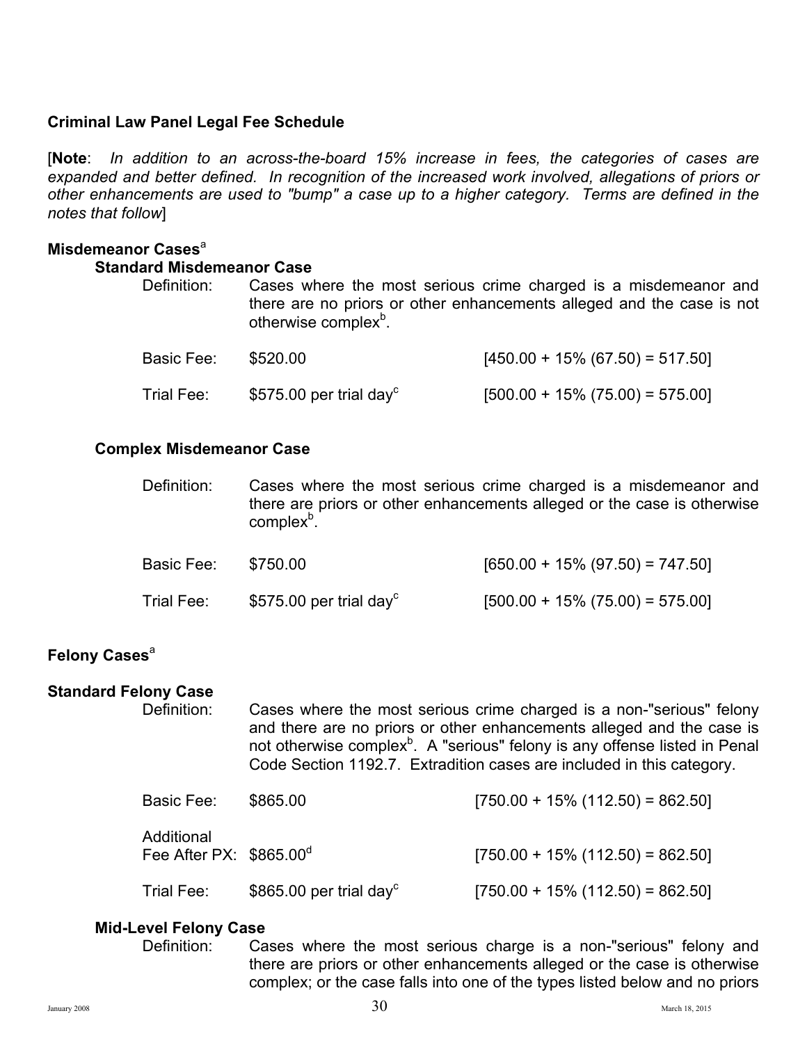## Criminal Law Panel Legal Fee Schedule

[**Note**: *In addition to an across-the-board 15% increase in fees, the categories of cases are expanded and better defined. In recognition of the increased work involved, allegations of priors or other enhancements are used to "bump" a case up to a higher category. Terms are defined in the notes that follow*]

### Misdemeanor Cases[a]

#### Standard Misdemeanor Case

Definition: Cases where the most serious crime charged is a misdemeanor and there are no priors or other enhancements alleged and the case is not otherwise complex[b].

Basic Fee: $520.00 [450.00 + 15% (67.50) = 517.50]

Trial Fee: $575.00 per trial day[c] [500.00 + 15% (75.00) = 575.00]

#### Complex Misdemeanor Case

Definition: Cases where the most serious crime charged is a misdemeanor and there are priors or other enhancements alleged or the case is otherwise complex[b].

Basic Fee: $750.00 [650.00 + 15% (97.50) = 747.50]

Trial Fee: $575.00 per trial day[c] [500.00 + 15% (75.00) = 575.00]

### Felony Cases[a]

#### Standard Felony Case

Definition: Cases where the most serious crime charged is a non-"serious" felony and there are no priors or other enhancements alleged and the case is not otherwise complex[b]. A "serious" felony is any offense listed in Penal Code Section 1192.7. Extradition cases are included in this category.

Basic Fee: $865.00 [750.00 + 15% (112.50) = 862.50]

Additional Fee After PX: $865.00[d] [750.00 + 15% (112.50) = 862.50]

Trial Fee: $865.00 per trial day[c] [750.00 + 15% (112.50) = 862.50]

#### Mid-Level Felony Case

Definition: Cases where the most serious charge is a non-"serious" felony and there are priors or other enhancements alleged or the case is otherwise complex; or the case falls into one of the types listed below and no priors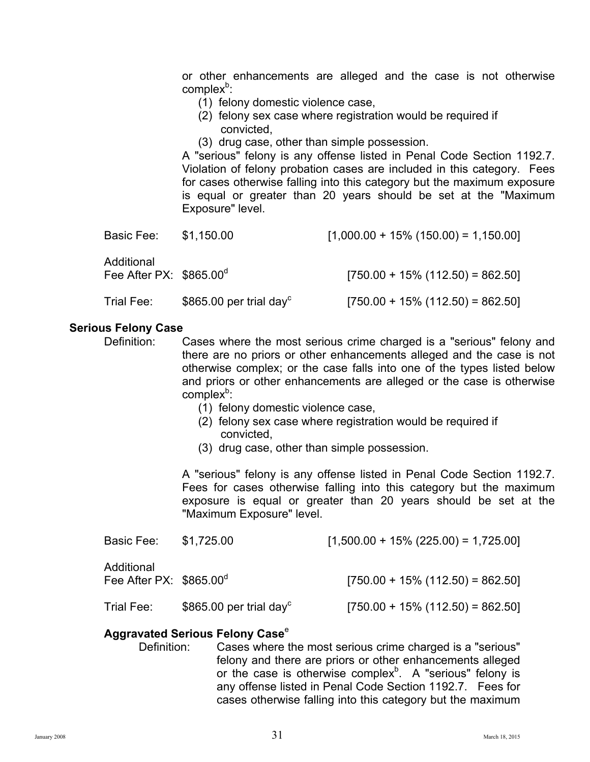or other enhancements are alleged and the case is not otherwise complex[b]:

(1) felony domestic violence case,
(2) felony sex case where registration would be required if convicted,
(3) drug case, other than simple possession.

A "serious" felony is any offense listed in Penal Code Section 1192.7. Violation of felony probation cases are included in this category. Fees for cases otherwise falling into this category but the maximum exposure is equal or greater than 20 years should be set at the "Maximum Exposure" level.

| | | |
|---|---|---|
| Basic Fee: | $1,150.00 | [1,000.00 + 15% (150.00) = 1,150.00] |
| Additional Fee After PX: | $865.00[d] | [750.00 + 15% (112.50) = 862.50] |
| Trial Fee: | $865.00 per trial day[c] | [750.00 + 15% (112.50) = 862.50] |

**Serious Felony Case**

Definition: Cases where the most serious crime charged is a "serious" felony and there are no priors or other enhancements alleged and the case is not otherwise complex; or the case falls into one of the types listed below and priors or other enhancements are alleged or the case is otherwise complex[b]:

(1) felony domestic violence case,
(2) felony sex case where registration would be required if convicted,
(3) drug case, other than simple possession.

A "serious" felony is any offense listed in Penal Code Section 1192.7. Fees for cases otherwise falling into this category but the maximum exposure is equal or greater than 20 years should be set at the "Maximum Exposure" level.

| | | |
|---|---|---|
| Basic Fee: | $1,725.00 | [1,500.00 + 15% (225.00) = 1,725.00] |
| Additional Fee After PX: | $865.00[d] | [750.00 + 15% (112.50) = 862.50] |
| Trial Fee: | $865.00 per trial day[c] | [750.00 + 15% (112.50) = 862.50] |

**Aggravated Serious Felony Case**[e]

Definition: Cases where the most serious crime charged is a "serious" felony and there are priors or other enhancements alleged or the case is otherwise complex[b]. A "serious" felony is any offense listed in Penal Code Section 1192.7. Fees for cases otherwise falling into this category but the maximum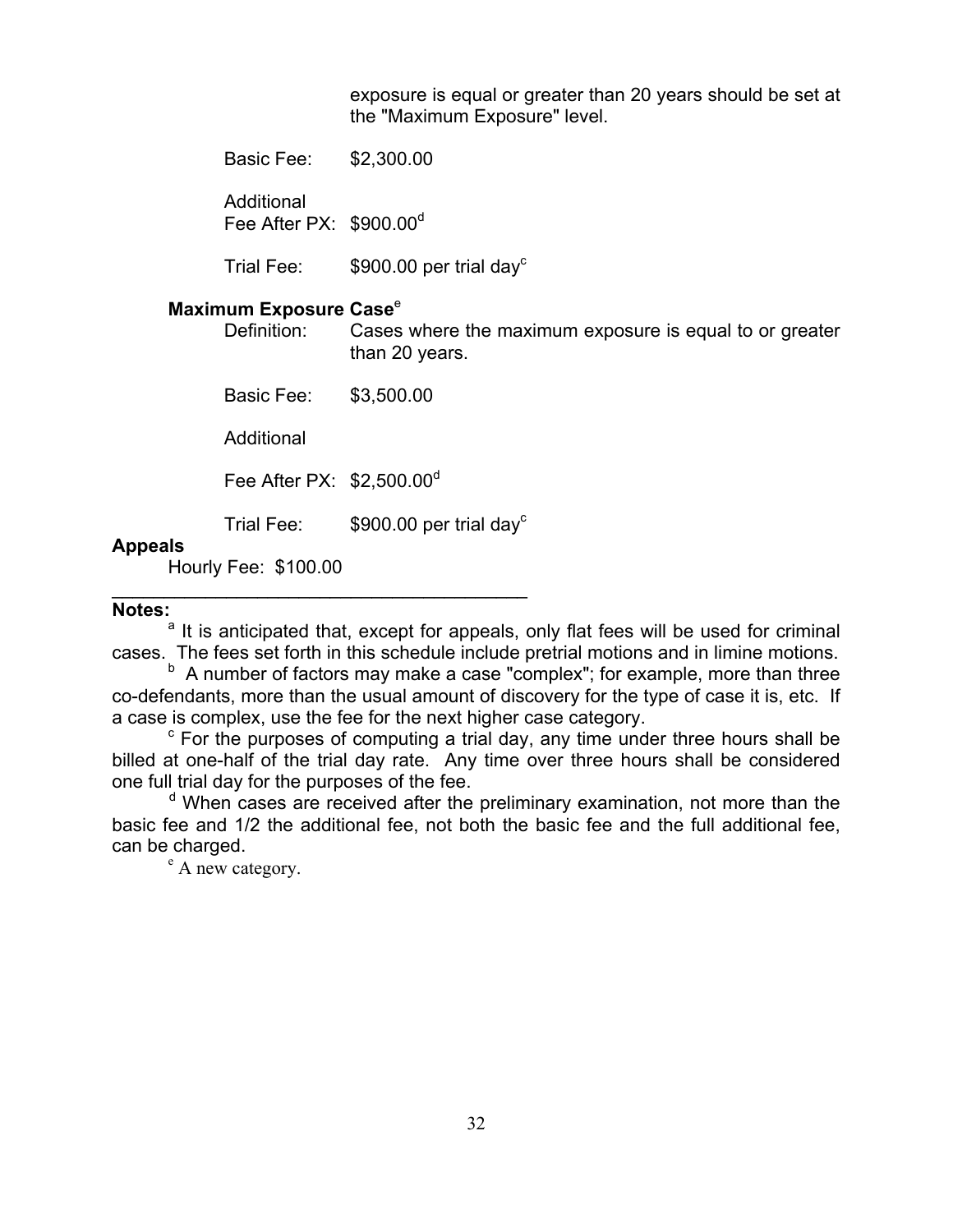exposure is equal or greater than 20 years should be set at the "Maximum Exposure" level.

Basic Fee: $2,300.00

Additional Fee After PX: $900.00[d]

Trial Fee: $900.00 per trial day[c]

**Maximum Exposure Case**[e]

Definition: Cases where the maximum exposure is equal to or greater than 20 years.

Basic Fee: $3,500.00

Additional

Fee After PX: $2,500.00[d]

Trial Fee: $900.00 per trial day[c]

**Appeals**

Hourly Fee: $100.00

---

**Notes:**

[a] It is anticipated that, except for appeals, only flat fees will be used for criminal cases. The fees set forth in this schedule include pretrial motions and in limine motions.

[b] A number of factors may make a case "complex"; for example, more than three co-defendants, more than the usual amount of discovery for the type of case it is, etc. If a case is complex, use the fee for the next higher case category.

[c] For the purposes of computing a trial day, any time under three hours shall be billed at one-half of the trial day rate. Any time over three hours shall be considered one full trial day for the purposes of the fee.

[d] When cases are received after the preliminary examination, not more than the basic fee and 1/2 the additional fee, not both the basic fee and the full additional fee, can be charged.

[e] A new category.